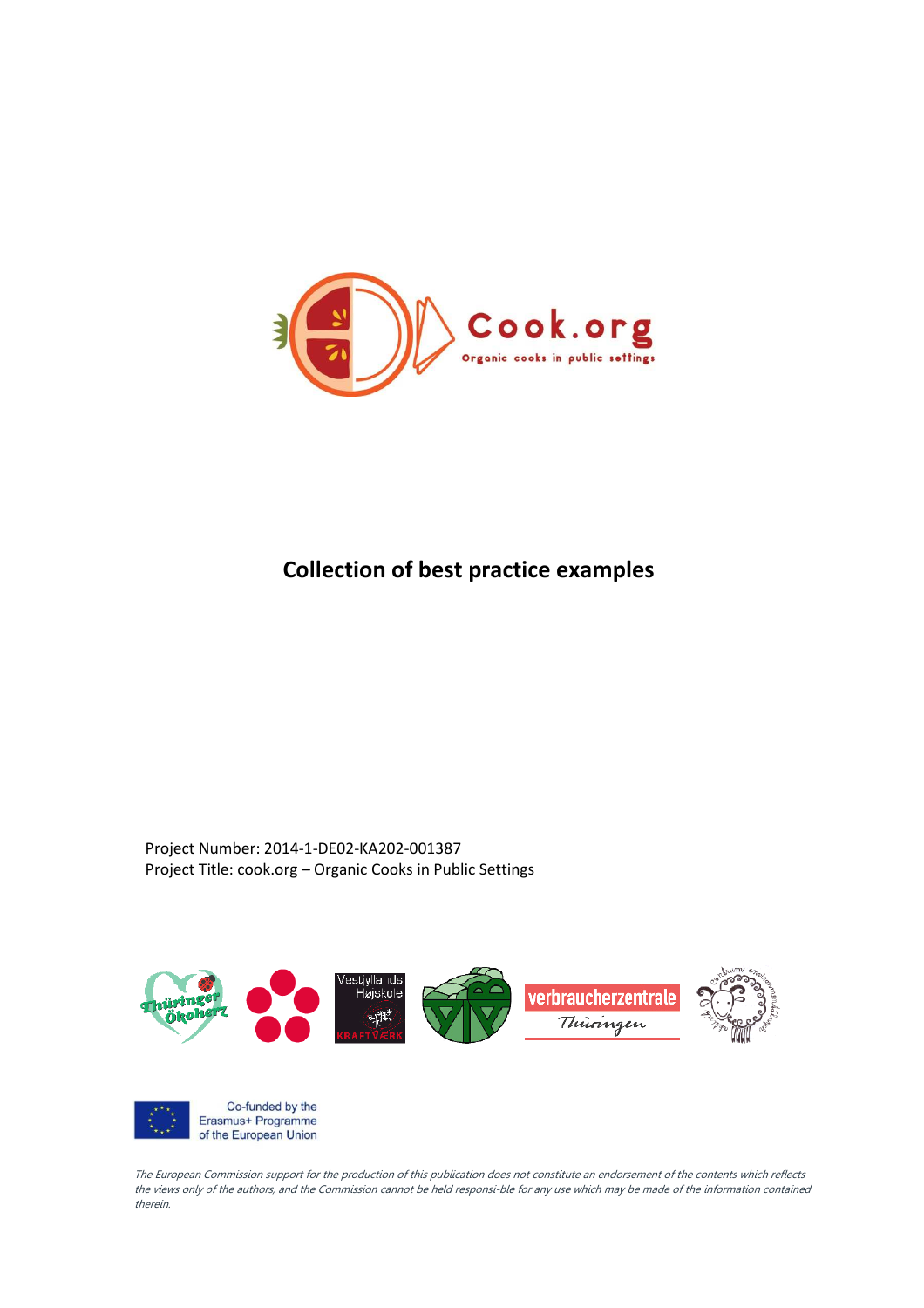Cook.org

Organic cooks in public settings

# Collection of best practice examples

Project Number: 2014-1-DE02-KA202-001387
Project Title: cook.org – Organic Cooks in Public Settings

Co-funded by the Erasmus+ Programme of the European Union

*The European Commission support for the production of this publication does not constitute an endorsement of the contents which reflects the views only of the authors, and the Commission cannot be held responsi-ble for any use which may be made of the information contained therein.*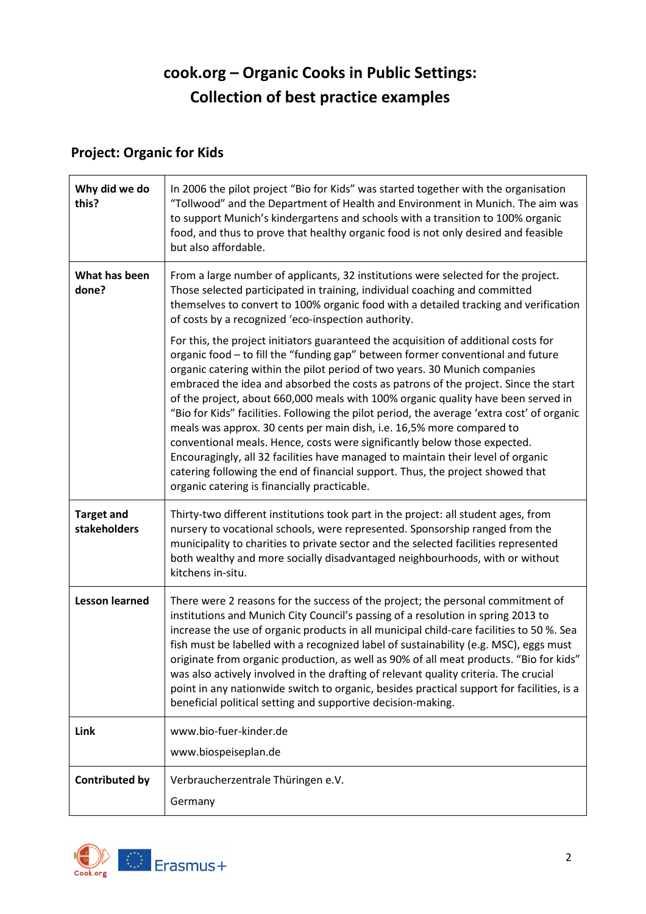# cook.org – Organic Cooks in Public Settings: Collection of best practice examples

## Project: Organic for Kids

| | |
|---|---|
| **Why did we do this?** | In 2006 the pilot project "Bio for Kids" was started together with the organisation "Tollwood" and the Department of Health and Environment in Munich. The aim was to support Munich's kindergartens and schools with a transition to 100% organic food, and thus to prove that healthy organic food is not only desired and feasible but also affordable. |
| **What has been done?** | From a large number of applicants, 32 institutions were selected for the project. Those selected participated in training, individual coaching and committed themselves to convert to 100% organic food with a detailed tracking and verification of costs by a recognized 'eco-inspection authority.<br><br>For this, the project initiators guaranteed the acquisition of additional costs for organic food – to fill the "funding gap" between former conventional and future organic catering within the pilot period of two years. 30 Munich companies embraced the idea and absorbed the costs as patrons of the project. Since the start of the project, about 660,000 meals with 100% organic quality have been served in "Bio for Kids" facilities. Following the pilot period, the average 'extra cost' of organic meals was approx. 30 cents per main dish, i.e. 16,5% more compared to conventional meals. Hence, costs were significantly below those expected. Encouragingly, all 32 facilities have managed to maintain their level of organic catering following the end of financial support. Thus, the project showed that organic catering is financially practicable. |
| **Target and stakeholders** | Thirty-two different institutions took part in the project: all student ages, from nursery to vocational schools, were represented. Sponsorship ranged from the municipality to charities to private sector and the selected facilities represented both wealthy and more socially disadvantaged neighbourhoods, with or without kitchens in-situ. |
| **Lesson learned** | There were 2 reasons for the success of the project; the personal commitment of institutions and Munich City Council's passing of a resolution in spring 2013 to increase the use of organic products in all municipal child-care facilities to 50 %. Sea fish must be labelled with a recognized label of sustainability (e.g. MSC), eggs must originate from organic production, as well as 90% of all meat products. "Bio for kids" was also actively involved in the drafting of relevant quality criteria. The crucial point in any nationwide switch to organic, besides practical support for facilities, is a beneficial political setting and supportive decision-making. |
| **Link** | www.bio-fuer-kinder.de<br><br>www.biospeiseplan.de |
| **Contributed by** | Verbraucherzentrale Thüringen e.V.<br><br>Germany |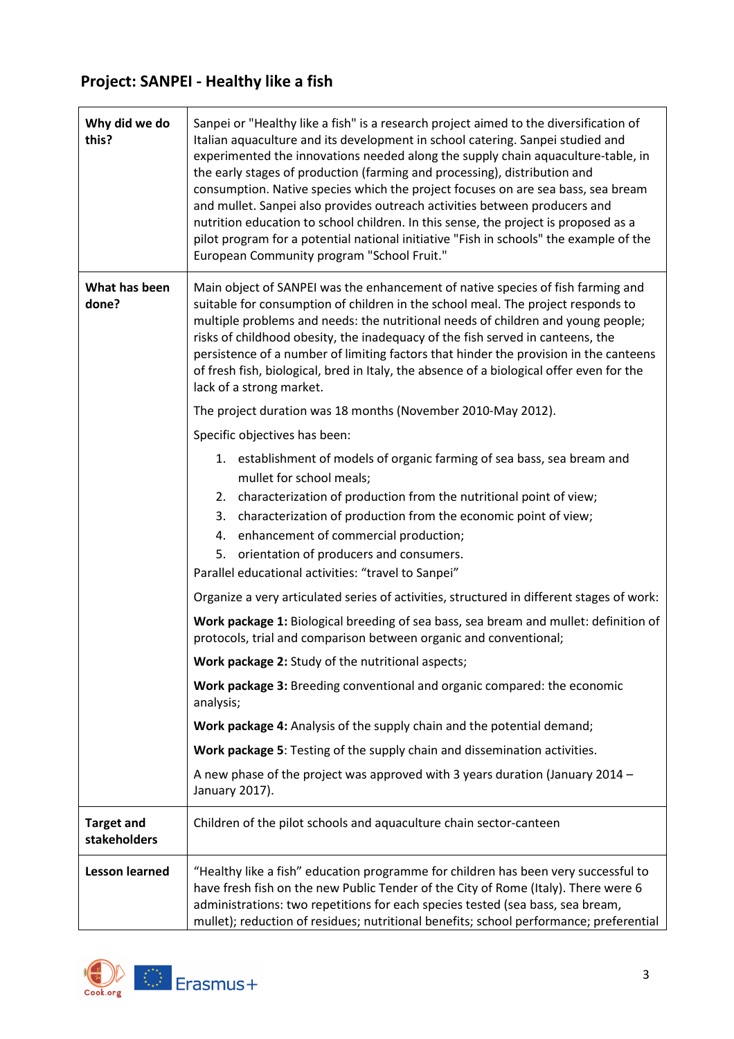## Project: SANPEI - Healthy like a fish

| | |
|---|---|
| **Why did we do this?** | Sanpei or "Healthy like a fish" is a research project aimed to the diversification of Italian aquaculture and its development in school catering. Sanpei studied and experimented the innovations needed along the supply chain aquaculture-table, in the early stages of production (farming and processing), distribution and consumption. Native species which the project focuses on are sea bass, sea bream and mullet. Sanpei also provides outreach activities between producers and nutrition education to school children. In this sense, the project is proposed as a pilot program for a potential national initiative "Fish in schools" the example of the European Community program "School Fruit." |
| **What has been done?** | Main object of SANPEI was the enhancement of native species of fish farming and suitable for consumption of children in the school meal. The project responds to multiple problems and needs: the nutritional needs of children and young people; risks of childhood obesity, the inadequacy of the fish served in canteens, the persistence of a number of limiting factors that hinder the provision in the canteens of fresh fish, biological, bred in Italy, the absence of a biological offer even for the lack of a strong market.<br><br>The project duration was 18 months (November 2010-May 2012).<br><br>Specific objectives has been:<br>1. establishment of models of organic farming of sea bass, sea bream and mullet for school meals;<br>2. characterization of production from the nutritional point of view;<br>3. characterization of production from the economic point of view;<br>4. enhancement of commercial production;<br>5. orientation of producers and consumers.<br>Parallel educational activities: "travel to Sanpei"<br><br>Organize a very articulated series of activities, structured in different stages of work:<br><br>**Work package 1:** Biological breeding of sea bass, sea bream and mullet: definition of protocols, trial and comparison between organic and conventional;<br><br>**Work package 2:** Study of the nutritional aspects;<br><br>**Work package 3:** Breeding conventional and organic compared: the economic analysis;<br><br>**Work package 4:** Analysis of the supply chain and the potential demand;<br><br>**Work package 5**: Testing of the supply chain and dissemination activities.<br><br>A new phase of the project was approved with 3 years duration (January 2014 – January 2017). |
| **Target and stakeholders** | Children of the pilot schools and aquaculture chain sector-canteen |
| **Lesson learned** | "Healthy like a fish" education programme for children has been very successful to have fresh fish on the new Public Tender of the City of Rome (Italy). There were 6 administrations: two repetitions for each species tested (sea bass, sea bream, mullet); reduction of residues; nutritional benefits; school performance; preferential |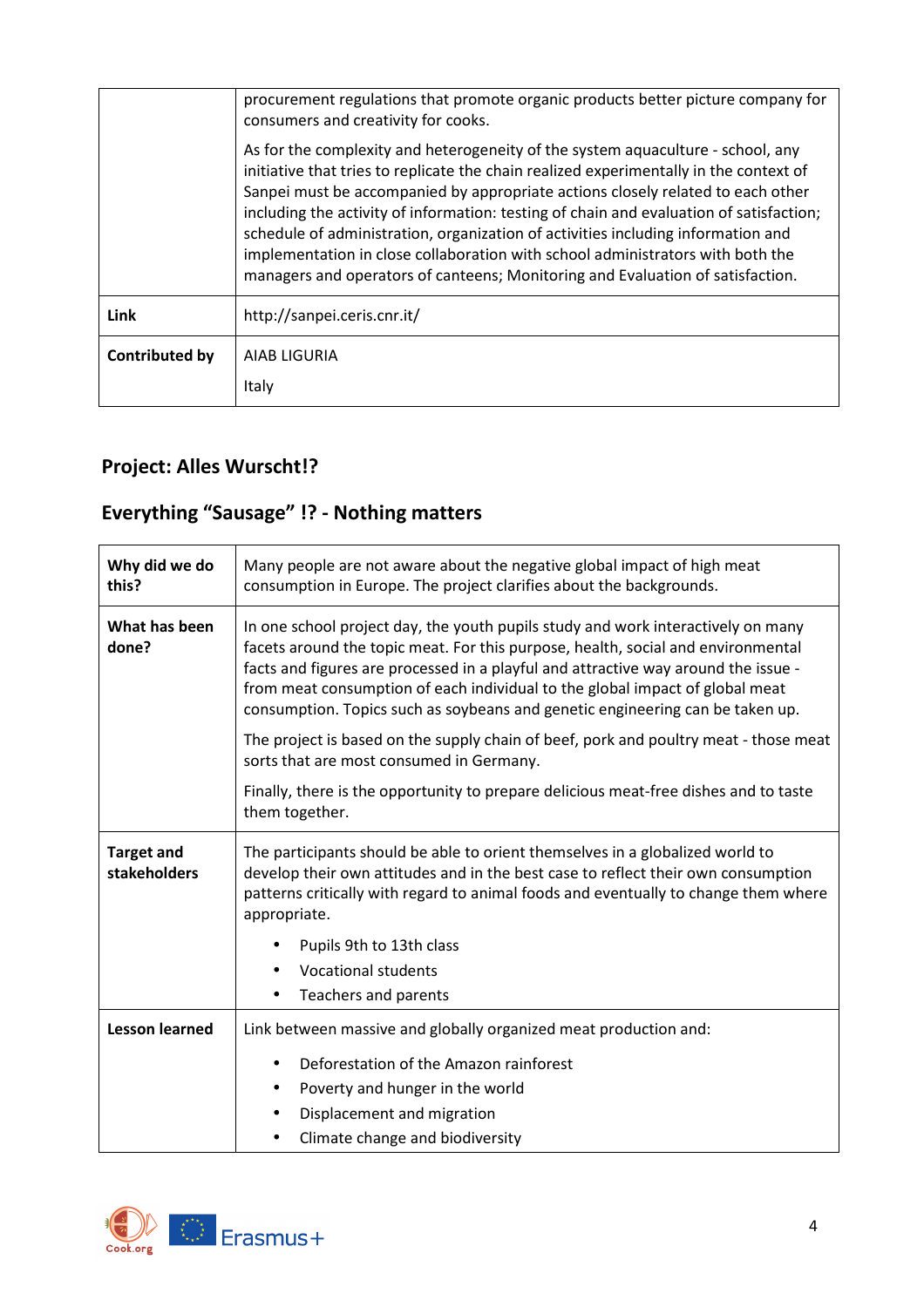| | |
|---|---|
| | procurement regulations that promote organic products better picture company for consumers and creativity for cooks.<br><br>As for the complexity and heterogeneity of the system aquaculture - school, any initiative that tries to replicate the chain realized experimentally in the context of Sanpei must be accompanied by appropriate actions closely related to each other including the activity of information: testing of chain and evaluation of satisfaction; schedule of administration, organization of activities including information and implementation in close collaboration with school administrators with both the managers and operators of canteens; Monitoring and Evaluation of satisfaction. |
| **Link** | http://sanpei.ceris.cnr.it/ |
| **Contributed by** | AIAB LIGURIA<br><br>Italy |

## Project: Alles Wurscht!?

## Everything "Sausage" !? - Nothing matters

| | |
|---|---|
| **Why did we do this?** | Many people are not aware about the negative global impact of high meat consumption in Europe. The project clarifies about the backgrounds. |
| **What has been done?** | In one school project day, the youth pupils study and work interactively on many facets around the topic meat. For this purpose, health, social and environmental facts and figures are processed in a playful and attractive way around the issue - from meat consumption of each individual to the global impact of global meat consumption. Topics such as soybeans and genetic engineering can be taken up.<br><br>The project is based on the supply chain of beef, pork and poultry meat - those meat sorts that are most consumed in Germany.<br><br>Finally, there is the opportunity to prepare delicious meat-free dishes and to taste them together. |
| **Target and stakeholders** | The participants should be able to orient themselves in a globalized world to develop their own attitudes and in the best case to reflect their own consumption patterns critically with regard to animal foods and eventually to change them where appropriate.<br><br>• Pupils 9th to 13th class<br>• Vocational students<br>• Teachers and parents |
| **Lesson learned** | Link between massive and globally organized meat production and:<br><br>• Deforestation of the Amazon rainforest<br>• Poverty and hunger in the world<br>• Displacement and migration<br>• Climate change and biodiversity |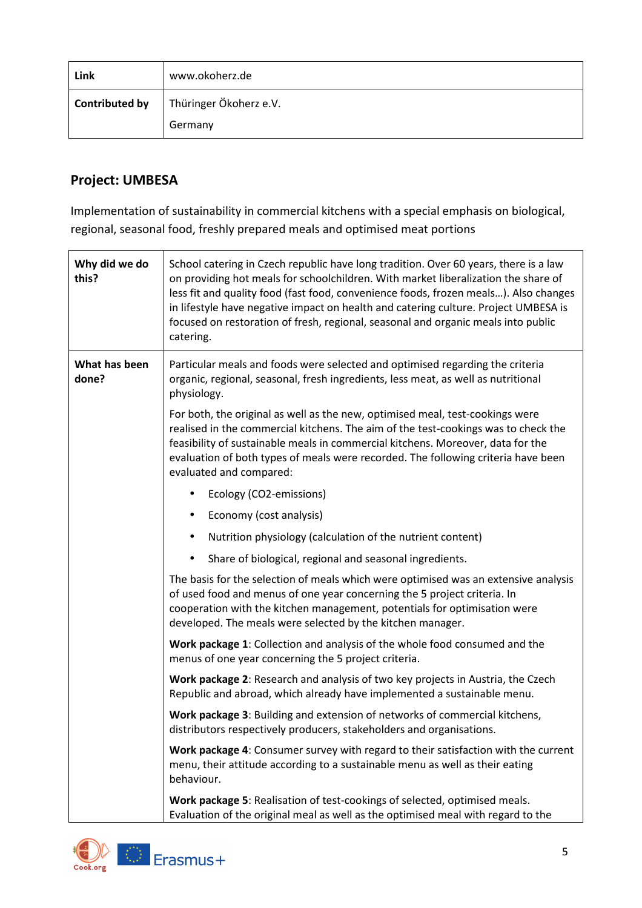| Link | www.okoherz.de |
| --- | --- |
| Contributed by | Thüringer Ökoherz e.V.<br>Germany |

## Project: UMBESA

Implementation of sustainability in commercial kitchens with a special emphasis on biological, regional, seasonal food, freshly prepared meals and optimised meat portions

| | |
| --- | --- |
| **Why did we do this?** | School catering in Czech republic have long tradition. Over 60 years, there is a law on providing hot meals for schoolchildren. With market liberalization the share of less fit and quality food (fast food, convenience foods, frozen meals…). Also changes in lifestyle have negative impact on health and catering culture. Project UMBESA is focused on restoration of fresh, regional, seasonal and organic meals into public catering. |
| **What has been done?** | Particular meals and foods were selected and optimised regarding the criteria organic, regional, seasonal, fresh ingredients, less meat, as well as nutritional physiology.<br><br>For both, the original as well as the new, optimised meal, test-cookings were realised in the commercial kitchens. The aim of the test-cookings was to check the feasibility of sustainable meals in commercial kitchens. Moreover, data for the evaluation of both types of meals were recorded. The following criteria have been evaluated and compared:<br><br>• Ecology ($CO_2$-emissions)<br>• Economy (cost analysis)<br>• Nutrition physiology (calculation of the nutrient content)<br>• Share of biological, regional and seasonal ingredients.<br><br>The basis for the selection of meals which were optimised was an extensive analysis of used food and menus of one year concerning the 5 project criteria. In cooperation with the kitchen management, potentials for optimisation were developed. The meals were selected by the kitchen manager.<br><br>**Work package 1**: Collection and analysis of the whole food consumed and the menus of one year concerning the 5 project criteria.<br><br>**Work package 2**: Research and analysis of two key projects in Austria, the Czech Republic and abroad, which already have implemented a sustainable menu.<br><br>**Work package 3**: Building and extension of networks of commercial kitchens, distributors respectively producers, stakeholders and organisations.<br><br>**Work package 4**: Consumer survey with regard to their satisfaction with the current menu, their attitude according to a sustainable menu as well as their eating behaviour.<br><br>**Work package 5**: Realisation of test-cookings of selected, optimised meals. Evaluation of the original meal as well as the optimised meal with regard to the |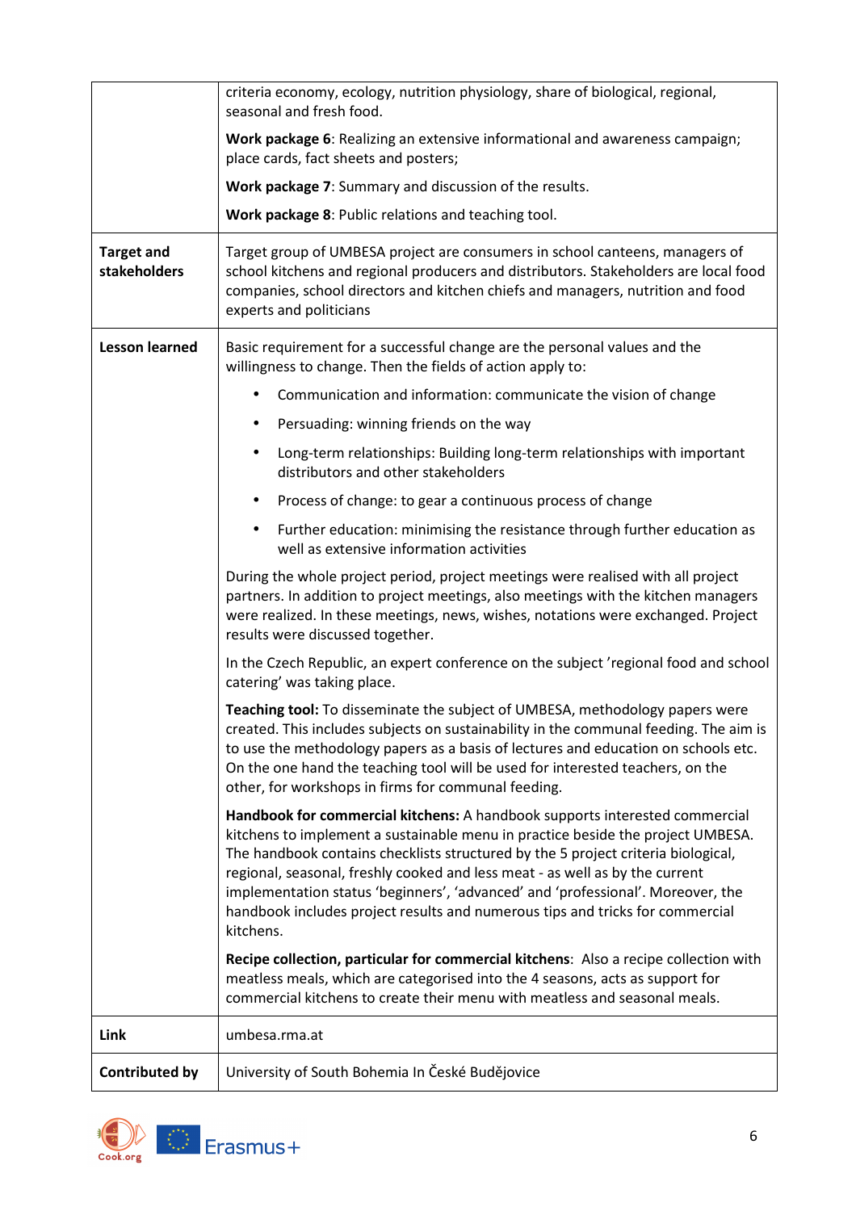| | |
|---|---|
| | criteria economy, ecology, nutrition physiology, share of biological, regional, seasonal and fresh food.<br><br>**Work package 6**: Realizing an extensive informational and awareness campaign; place cards, fact sheets and posters;<br><br>**Work package 7**: Summary and discussion of the results.<br><br>**Work package 8**: Public relations and teaching tool. |
| **Target and stakeholders** | Target group of UMBESA project are consumers in school canteens, managers of school kitchens and regional producers and distributors. Stakeholders are local food companies, school directors and kitchen chiefs and managers, nutrition and food experts and politicians |
| **Lesson learned** | Basic requirement for a successful change are the personal values and the willingness to change. Then the fields of action apply to:<br><br>• Communication and information: communicate the vision of change<br>• Persuading: winning friends on the way<br>• Long-term relationships: Building long-term relationships with important distributors and other stakeholders<br>• Process of change: to gear a continuous process of change<br>• Further education: minimising the resistance through further education as well as extensive information activities<br><br>During the whole project period, project meetings were realised with all project partners. In addition to project meetings, also meetings with the kitchen managers were realized. In these meetings, news, wishes, notations were exchanged. Project results were discussed together.<br><br>In the Czech Republic, an expert conference on the subject 'regional food and school catering' was taking place.<br><br>**Teaching tool:** To disseminate the subject of UMBESA, methodology papers were created. This includes subjects on sustainability in the communal feeding. The aim is to use the methodology papers as a basis of lectures and education on schools etc. On the one hand the teaching tool will be used for interested teachers, on the other, for workshops in firms for communal feeding.<br><br>**Handbook for commercial kitchens:** A handbook supports interested commercial kitchens to implement a sustainable menu in practice beside the project UMBESA. The handbook contains checklists structured by the 5 project criteria biological, regional, seasonal, freshly cooked and less meat - as well as by the current implementation status 'beginners', 'advanced' and 'professional'. Moreover, the handbook includes project results and numerous tips and tricks for commercial kitchens.<br><br>**Recipe collection, particular for commercial kitchens**: Also a recipe collection with meatless meals, which are categorised into the 4 seasons, acts as support for commercial kitchens to create their menu with meatless and seasonal meals. |
| **Link** | umbesa.rma.at |
| **Contributed by** | University of South Bohemia In České Budějovice |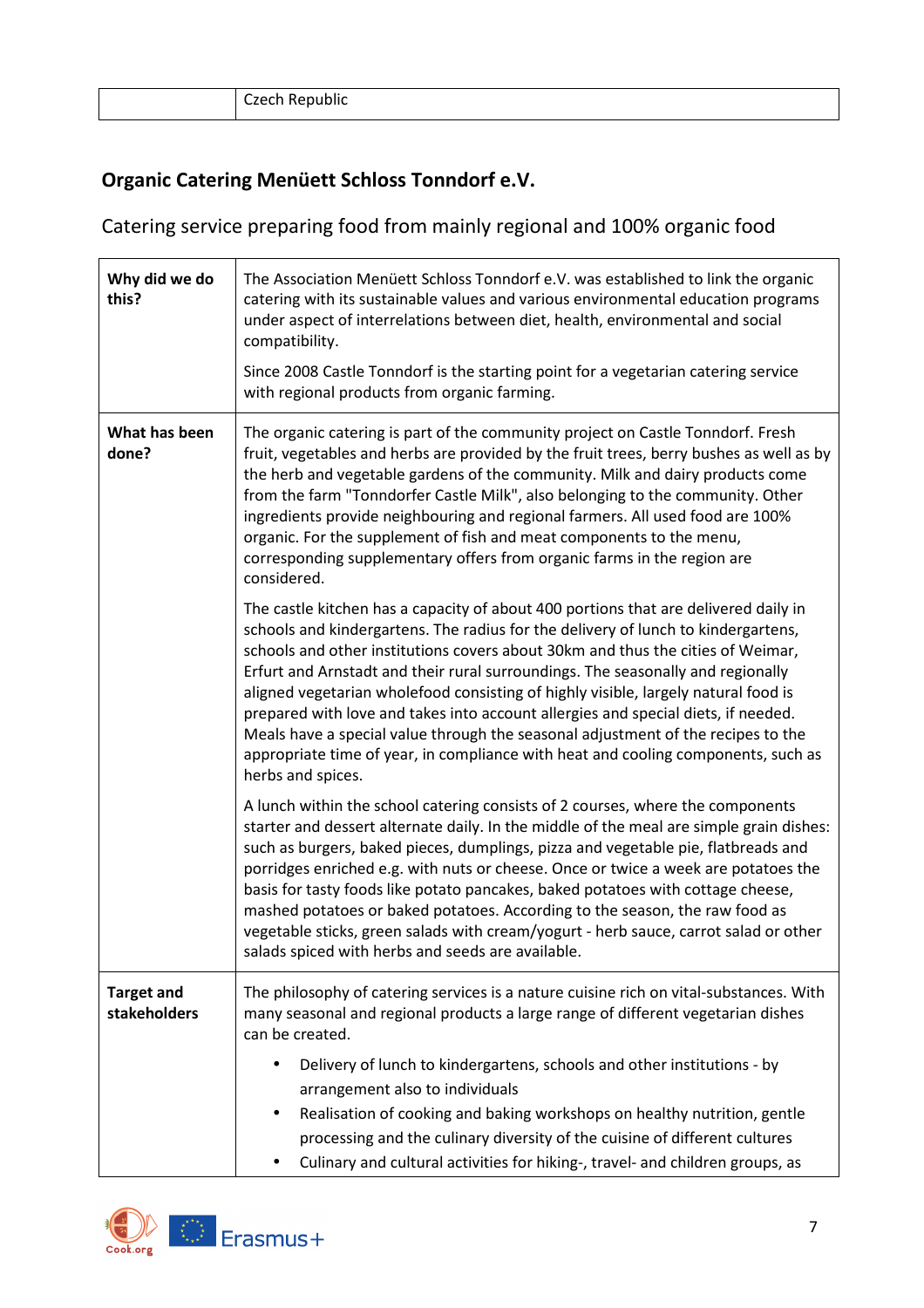| | Czech Republic |
|---|---|

## Organic Catering Menüett Schloss Tonndorf e.V.

Catering service preparing food from mainly regional and 100% organic food

| | |
|---|---|
| **Why did we do this?** | The Association Menüett Schloss Tonndorf e.V. was established to link the organic catering with its sustainable values and various environmental education programs under aspect of interrelations between diet, health, environmental and social compatibility.<br><br>Since 2008 Castle Tonndorf is the starting point for a vegetarian catering service with regional products from organic farming. |
| **What has been done?** | The organic catering is part of the community project on Castle Tonndorf. Fresh fruit, vegetables and herbs are provided by the fruit trees, berry bushes as well as by the herb and vegetable gardens of the community. Milk and dairy products come from the farm "Tonndorfer Castle Milk", also belonging to the community. Other ingredients provide neighbouring and regional farmers. All used food are 100% organic. For the supplement of fish and meat components to the menu, corresponding supplementary offers from organic farms in the region are considered.<br><br>The castle kitchen has a capacity of about 400 portions that are delivered daily in schools and kindergartens. The radius for the delivery of lunch to kindergartens, schools and other institutions covers about 30km and thus the cities of Weimar, Erfurt and Arnstadt and their rural surroundings. The seasonally and regionally aligned vegetarian wholefood consisting of highly visible, largely natural food is prepared with love and takes into account allergies and special diets, if needed. Meals have a special value through the seasonal adjustment of the recipes to the appropriate time of year, in compliance with heat and cooling components, such as herbs and spices.<br><br>A lunch within the school catering consists of 2 courses, where the components starter and dessert alternate daily. In the middle of the meal are simple grain dishes: such as burgers, baked pieces, dumplings, pizza and vegetable pie, flatbreads and porridges enriched e.g. with nuts or cheese. Once or twice a week are potatoes the basis for tasty foods like potato pancakes, baked potatoes with cottage cheese, mashed potatoes or baked potatoes. According to the season, the raw food as vegetable sticks, green salads with cream/yogurt - herb sauce, carrot salad or other salads spiced with herbs and seeds are available. |
| **Target and stakeholders** | The philosophy of catering services is a nature cuisine rich on vital-substances. With many seasonal and regional products a large range of different vegetarian dishes can be created.<br><br>• Delivery of lunch to kindergartens, schools and other institutions - by arrangement also to individuals<br>• Realisation of cooking and baking workshops on healthy nutrition, gentle processing and the culinary diversity of the cuisine of different cultures<br>• Culinary and cultural activities for hiking-, travel- and children groups, as |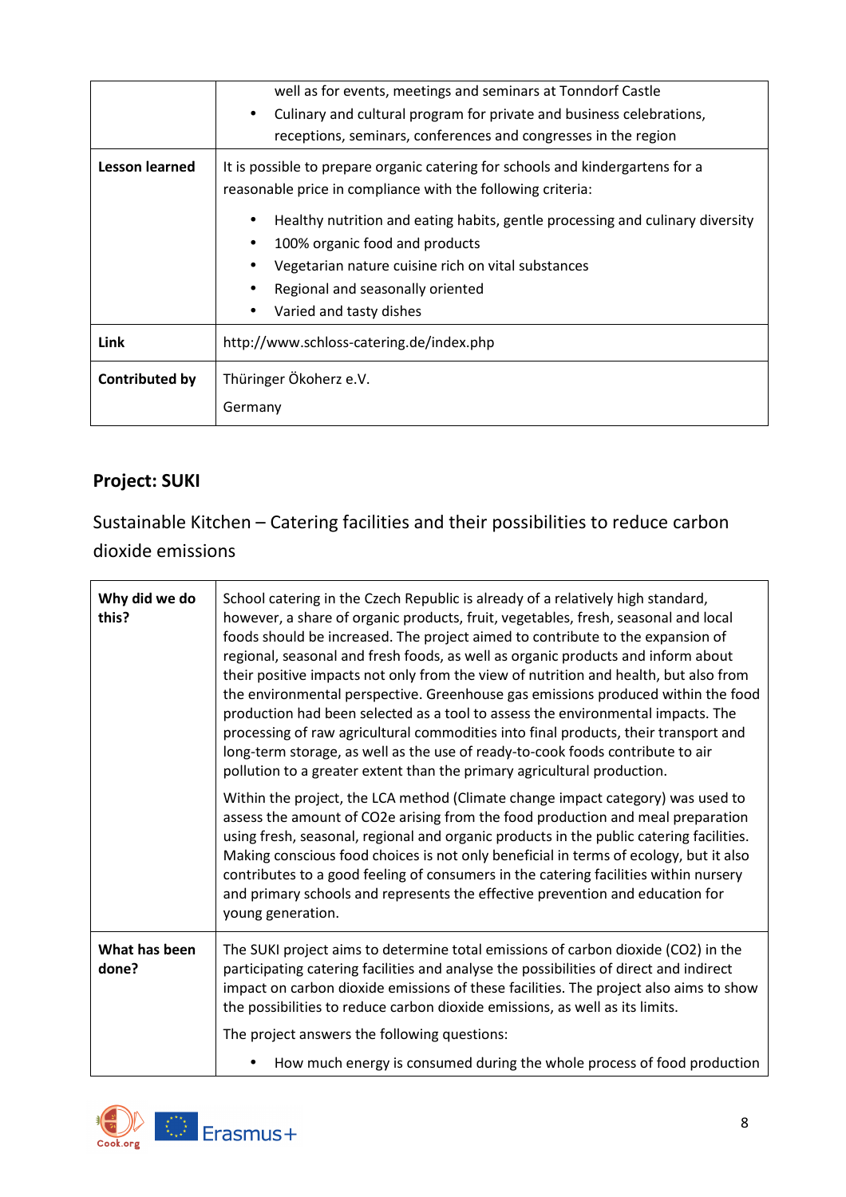| | |
|---|---|
| | well as for events, meetings and seminars at Tonndorf Castle<br>• Culinary and cultural program for private and business celebrations, receptions, seminars, conferences and congresses in the region |
| **Lesson learned** | It is possible to prepare organic catering for schools and kindergartens for a reasonable price in compliance with the following criteria:<br>• Healthy nutrition and eating habits, gentle processing and culinary diversity<br>• 100% organic food and products<br>• Vegetarian nature cuisine rich on vital substances<br>• Regional and seasonally oriented<br>• Varied and tasty dishes |
| **Link** | http://www.schloss-catering.de/index.php |
| **Contributed by** | Thüringer Ökoherz e.V.<br>Germany |

## Project: SUKI

### Sustainable Kitchen – Catering facilities and their possibilities to reduce carbon dioxide emissions

| | |
|---|---|
| **Why did we do this?** | School catering in the Czech Republic is already of a relatively high standard, however, a share of organic products, fruit, vegetables, fresh, seasonal and local foods should be increased. The project aimed to contribute to the expansion of regional, seasonal and fresh foods, as well as organic products and inform about their positive impacts not only from the view of nutrition and health, but also from the environmental perspective. Greenhouse gas emissions produced within the food production had been selected as a tool to assess the environmental impacts. The processing of raw agricultural commodities into final products, their transport and long-term storage, as well as the use of ready-to-cook foods contribute to air pollution to a greater extent than the primary agricultural production.<br><br>Within the project, the LCA method (Climate change impact category) was used to assess the amount of $CO_2$e arising from the food production and meal preparation using fresh, seasonal, regional and organic products in the public catering facilities. Making conscious food choices is not only beneficial in terms of ecology, but it also contributes to a good feeling of consumers in the catering facilities within nursery and primary schools and represents the effective prevention and education for young generation. |
| **What has been done?** | The SUKI project aims to determine total emissions of carbon dioxide ($CO_2$) in the participating catering facilities and analyse the possibilities of direct and indirect impact on carbon dioxide emissions of these facilities. The project also aims to show the possibilities to reduce carbon dioxide emissions, as well as its limits.<br><br>The project answers the following questions:<br>• How much energy is consumed during the whole process of food production |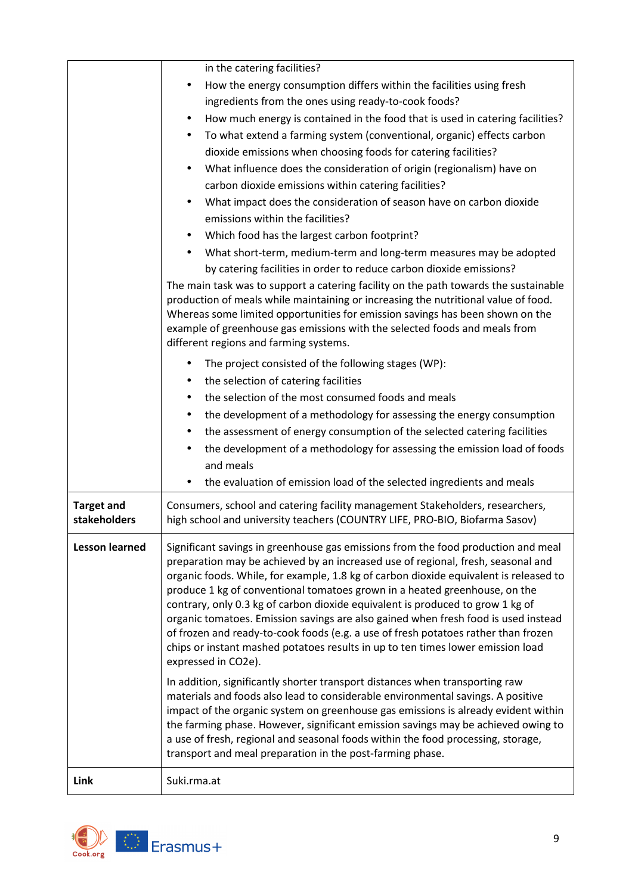| | |
|---|---|
| | in the catering facilities?<br>• How the energy consumption differs within the facilities using fresh ingredients from the ones using ready-to-cook foods?<br>• How much energy is contained in the food that is used in catering facilities?<br>• To what extend a farming system (conventional, organic) effects carbon dioxide emissions when choosing foods for catering facilities?<br>• What influence does the consideration of origin (regionalism) have on carbon dioxide emissions within catering facilities?<br>• What impact does the consideration of season have on carbon dioxide emissions within the facilities?<br>• Which food has the largest carbon footprint?<br>• What short-term, medium-term and long-term measures may be adopted by catering facilities in order to reduce carbon dioxide emissions?<br>The main task was to support a catering facility on the path towards the sustainable production of meals while maintaining or increasing the nutritional value of food. Whereas some limited opportunities for emission savings has been shown on the example of greenhouse gas emissions with the selected foods and meals from different regions and farming systems.<br>• The project consisted of the following stages (WP):<br>• the selection of catering facilities<br>• the selection of the most consumed foods and meals<br>• the development of a methodology for assessing the energy consumption<br>• the assessment of energy consumption of the selected catering facilities<br>• the development of a methodology for assessing the emission load of foods and meals<br>• the evaluation of emission load of the selected ingredients and meals |
| **Target and stakeholders** | Consumers, school and catering facility management Stakeholders, researchers, high school and university teachers (COUNTRY LIFE, PRO-BIO, Biofarma Sasov) |
| **Lesson learned** | Significant savings in greenhouse gas emissions from the food production and meal preparation may be achieved by an increased use of regional, fresh, seasonal and organic foods. While, for example, 1.8 kg of carbon dioxide equivalent is released to produce 1 kg of conventional tomatoes grown in a heated greenhouse, on the contrary, only 0.3 kg of carbon dioxide equivalent is produced to grow 1 kg of organic tomatoes. Emission savings are also gained when fresh food is used instead of frozen and ready-to-cook foods (e.g. a use of fresh potatoes rather than frozen chips or instant mashed potatoes results in up to ten times lower emission load expressed in $CO_2e$).<br><br>In addition, significantly shorter transport distances when transporting raw materials and foods also lead to considerable environmental savings. A positive impact of the organic system on greenhouse gas emissions is already evident within the farming phase. However, significant emission savings may be achieved owing to a use of fresh, regional and seasonal foods within the food processing, storage, transport and meal preparation in the post-farming phase. |
| **Link** | Suki.rma.at |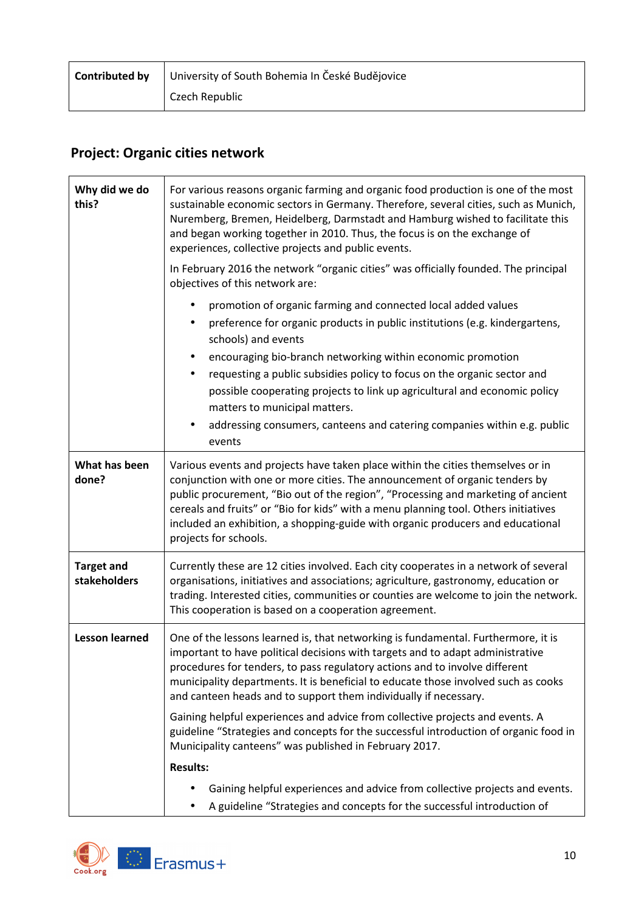| **Contributed by** | University of South Bohemia In České Budějovice<br>Czech Republic |
|---|---|

## Project: Organic cities network

| | |
|---|---|
| **Why did we do this?** | For various reasons organic farming and organic food production is one of the most sustainable economic sectors in Germany. Therefore, several cities, such as Munich, Nuremberg, Bremen, Heidelberg, Darmstadt and Hamburg wished to facilitate this and began working together in 2010. Thus, the focus is on the exchange of experiences, collective projects and public events.<br><br>In February 2016 the network "organic cities" was officially founded. The principal objectives of this network are:<br><br>• promotion of organic farming and connected local added values<br>• preference for organic products in public institutions (e.g. kindergartens, schools) and events<br>• encouraging bio-branch networking within economic promotion<br>• requesting a public subsidies policy to focus on the organic sector and possible cooperating projects to link up agricultural and economic policy matters to municipal matters.<br>• addressing consumers, canteens and catering companies within e.g. public events |
| **What has been done?** | Various events and projects have taken place within the cities themselves or in conjunction with one or more cities. The announcement of organic tenders by public procurement, "Bio out of the region", "Processing and marketing of ancient cereals and fruits" or "Bio for kids" with a menu planning tool. Others initiatives included an exhibition, a shopping-guide with organic producers and educational projects for schools. |
| **Target and stakeholders** | Currently these are 12 cities involved. Each city cooperates in a network of several organisations, initiatives and associations; agriculture, gastronomy, education or trading. Interested cities, communities or counties are welcome to join the network. This cooperation is based on a cooperation agreement. |
| **Lesson learned** | One of the lessons learned is, that networking is fundamental. Furthermore, it is important to have political decisions with targets and to adapt administrative procedures for tenders, to pass regulatory actions and to involve different municipality departments. It is beneficial to educate those involved such as cooks and canteen heads and to support them individually if necessary.<br><br>Gaining helpful experiences and advice from collective projects and events. A guideline "Strategies and concepts for the successful introduction of organic food in Municipality canteens" was published in February 2017.<br><br>**Results:**<br><br>• Gaining helpful experiences and advice from collective projects and events.<br>• A guideline "Strategies and concepts for the successful introduction of |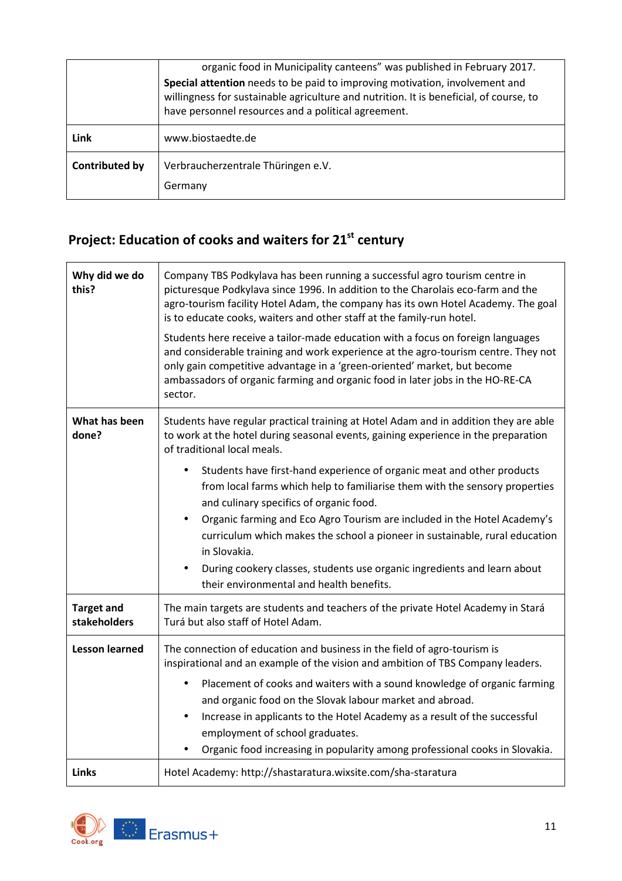| | |
|---|---|
| | organic food in Municipality canteens" was published in February 2017.<br>**Special attention** needs to be paid to improving motivation, involvement and willingness for sustainable agriculture and nutrition. It is beneficial, of course, to have personnel resources and a political agreement. |
| **Link** | www.biostaedte.de |
| **Contributed by** | Verbraucherzentrale Thüringen e.V.<br>Germany |

## Project: Education of cooks and waiters for 21st century

| | |
|---|---|
| **Why did we do this?** | Company TBS Podkylava has been running a successful agro tourism centre in picturesque Podkylava since 1996. In addition to the Charolais eco-farm and the agro-tourism facility Hotel Adam, the company has its own Hotel Academy. The goal is to educate cooks, waiters and other staff at the family-run hotel.<br><br>Students here receive a tailor-made education with a focus on foreign languages and considerable training and work experience at the agro-tourism centre. They not only gain competitive advantage in a 'green-oriented' market, but become ambassadors of organic farming and organic food in later jobs in the HO-RE-CA sector. |
| **What has been done?** | Students have regular practical training at Hotel Adam and in addition they are able to work at the hotel during seasonal events, gaining experience in the preparation of traditional local meals.<br><br>• Students have first-hand experience of organic meat and other products from local farms which help to familiarise them with the sensory properties and culinary specifics of organic food.<br>• Organic farming and Eco Agro Tourism are included in the Hotel Academy's curriculum which makes the school a pioneer in sustainable, rural education in Slovakia.<br>• During cookery classes, students use organic ingredients and learn about their environmental and health benefits. |
| **Target and stakeholders** | The main targets are students and teachers of the private Hotel Academy in Stará Turá but also staff of Hotel Adam. |
| **Lesson learned** | The connection of education and business in the field of agro-tourism is inspirational and an example of the vision and ambition of TBS Company leaders.<br><br>• Placement of cooks and waiters with a sound knowledge of organic farming and organic food on the Slovak labour market and abroad.<br>• Increase in applicants to the Hotel Academy as a result of the successful employment of school graduates.<br>• Organic food increasing in popularity among professional cooks in Slovakia. |
| **Links** | Hotel Academy: http://shastaratura.wixsite.com/sha-staratura |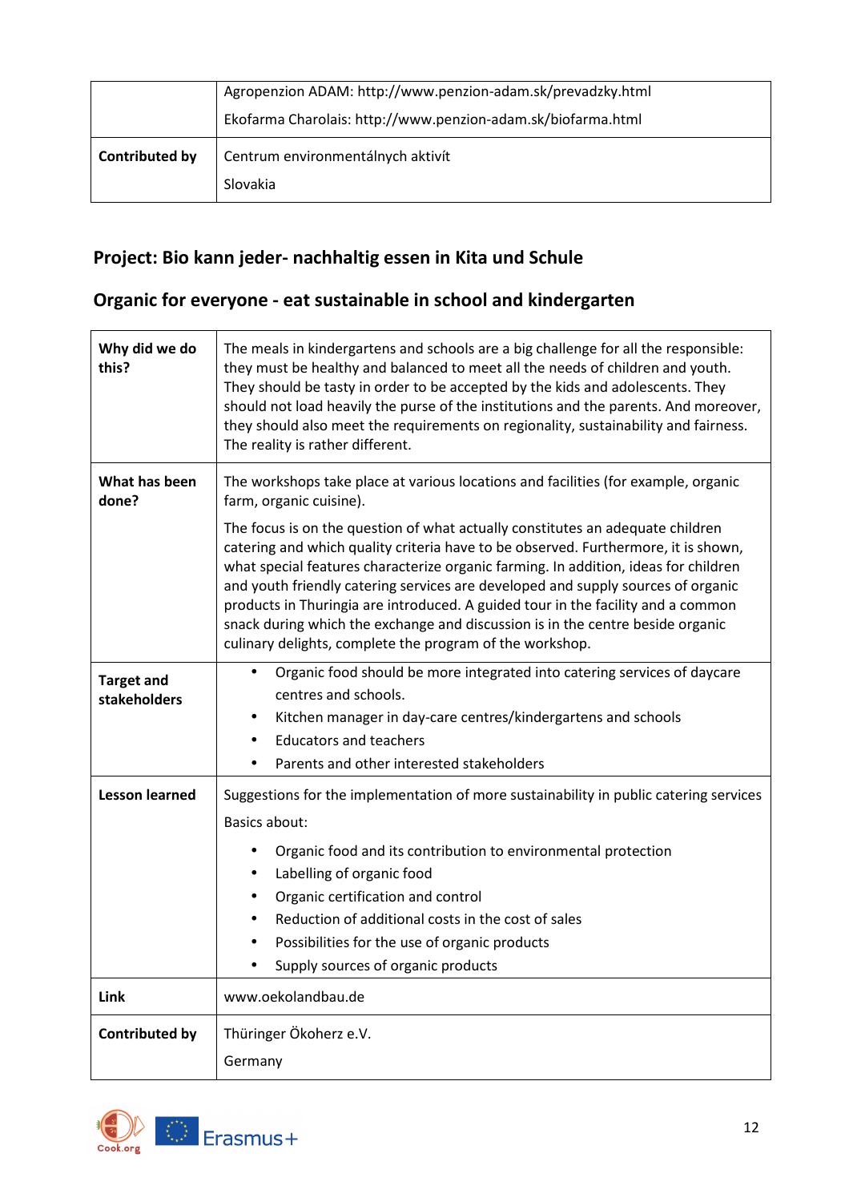| | |
|---|---|
| | Agropenzion ADAM: http://www.penzion-adam.sk/prevadzky.html<br>Ekofarma Charolais: http://www.penzion-adam.sk/biofarma.html |
| **Contributed by** | Centrum environmentálnych aktivít<br>Slovakia |

## Project: Bio kann jeder- nachhaltig essen in Kita und Schule

## Organic for everyone - eat sustainable in school and kindergarten

| | |
|---|---|
| **Why did we do this?** | The meals in kindergartens and schools are a big challenge for all the responsible: they must be healthy and balanced to meet all the needs of children and youth. They should be tasty in order to be accepted by the kids and adolescents. They should not load heavily the purse of the institutions and the parents. And moreover, they should also meet the requirements on regionality, sustainability and fairness. The reality is rather different. |
| **What has been done?** | The workshops take place at various locations and facilities (for example, organic farm, organic cuisine).<br><br>The focus is on the question of what actually constitutes an adequate children catering and which quality criteria have to be observed. Furthermore, it is shown, what special features characterize organic farming. In addition, ideas for children and youth friendly catering services are developed and supply sources of organic products in Thuringia are introduced. A guided tour in the facility and a common snack during which the exchange and discussion is in the centre beside organic culinary delights, complete the program of the workshop. |
| **Target and stakeholders** | • Organic food should be more integrated into catering services of daycare centres and schools.<br>• Kitchen manager in day-care centres/kindergartens and schools<br>• Educators and teachers<br>• Parents and other interested stakeholders |
| **Lesson learned** | Suggestions for the implementation of more sustainability in public catering services<br><br>Basics about:<br>• Organic food and its contribution to environmental protection<br>• Labelling of organic food<br>• Organic certification and control<br>• Reduction of additional costs in the cost of sales<br>• Possibilities for the use of organic products<br>• Supply sources of organic products |
| **Link** | www.oekolandbau.de |
| **Contributed by** | Thüringer Ökoherz e.V.<br>Germany |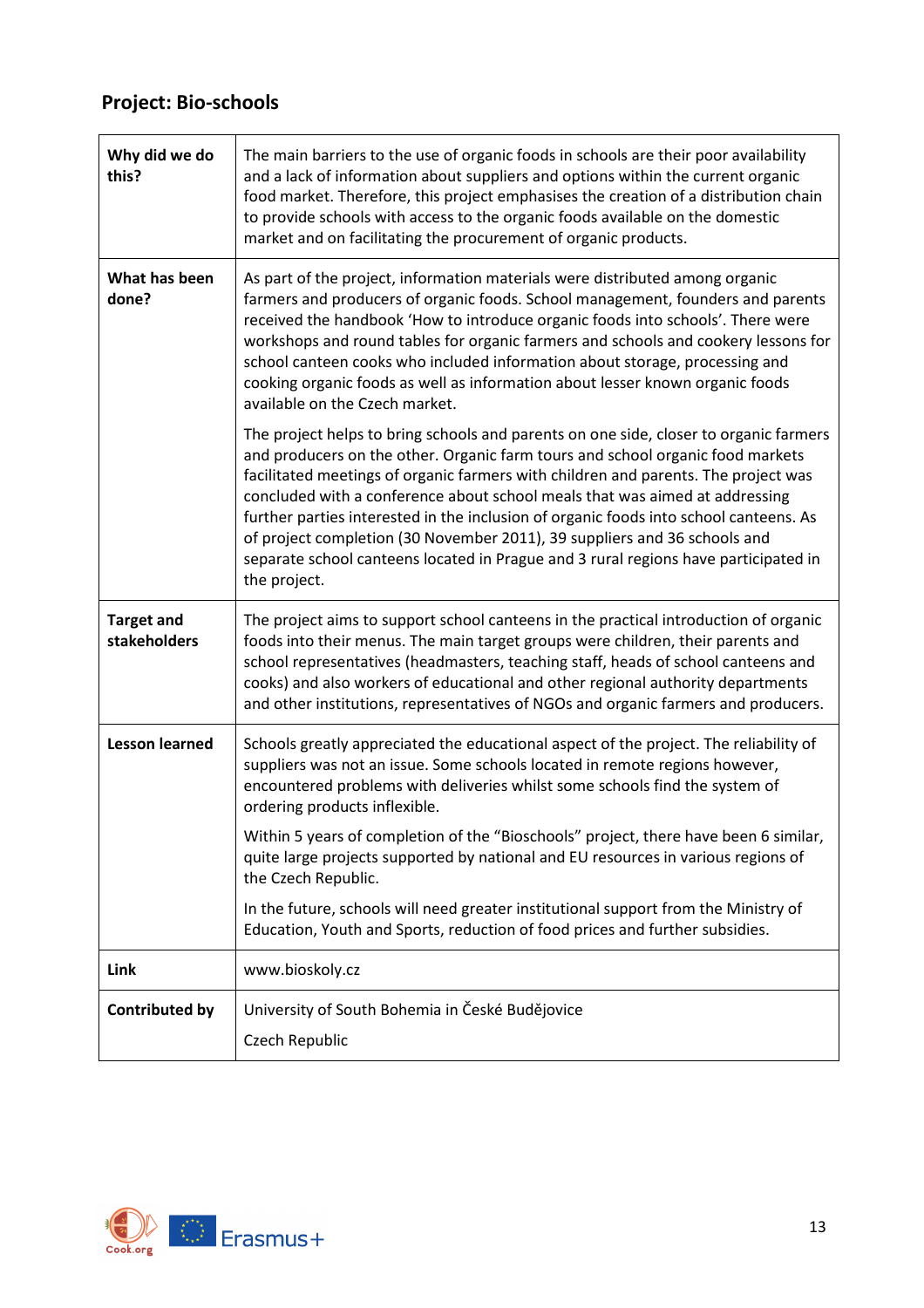## Project: Bio-schools

| | |
|---|---|
| **Why did we do this?** | The main barriers to the use of organic foods in schools are their poor availability and a lack of information about suppliers and options within the current organic food market. Therefore, this project emphasises the creation of a distribution chain to provide schools with access to the organic foods available on the domestic market and on facilitating the procurement of organic products. |
| **What has been done?** | As part of the project, information materials were distributed among organic farmers and producers of organic foods. School management, founders and parents received the handbook 'How to introduce organic foods into schools'. There were workshops and round tables for organic farmers and schools and cookery lessons for school canteen cooks who included information about storage, processing and cooking organic foods as well as information about lesser known organic foods available on the Czech market.<br><br>The project helps to bring schools and parents on one side, closer to organic farmers and producers on the other. Organic farm tours and school organic food markets facilitated meetings of organic farmers with children and parents. The project was concluded with a conference about school meals that was aimed at addressing further parties interested in the inclusion of organic foods into school canteens. As of project completion (30 November 2011), 39 suppliers and 36 schools and separate school canteens located in Prague and 3 rural regions have participated in the project. |
| **Target and stakeholders** | The project aims to support school canteens in the practical introduction of organic foods into their menus. The main target groups were children, their parents and school representatives (headmasters, teaching staff, heads of school canteens and cooks) and also workers of educational and other regional authority departments and other institutions, representatives of NGOs and organic farmers and producers. |
| **Lesson learned** | Schools greatly appreciated the educational aspect of the project. The reliability of suppliers was not an issue. Some schools located in remote regions however, encountered problems with deliveries whilst some schools find the system of ordering products inflexible.<br><br>Within 5 years of completion of the "Bioschools" project, there have been 6 similar, quite large projects supported by national and EU resources in various regions of the Czech Republic.<br><br>In the future, schools will need greater institutional support from the Ministry of Education, Youth and Sports, reduction of food prices and further subsidies. |
| **Link** | www.bioskoly.cz |
| **Contributed by** | University of South Bohemia in České Budějovice<br><br>Czech Republic |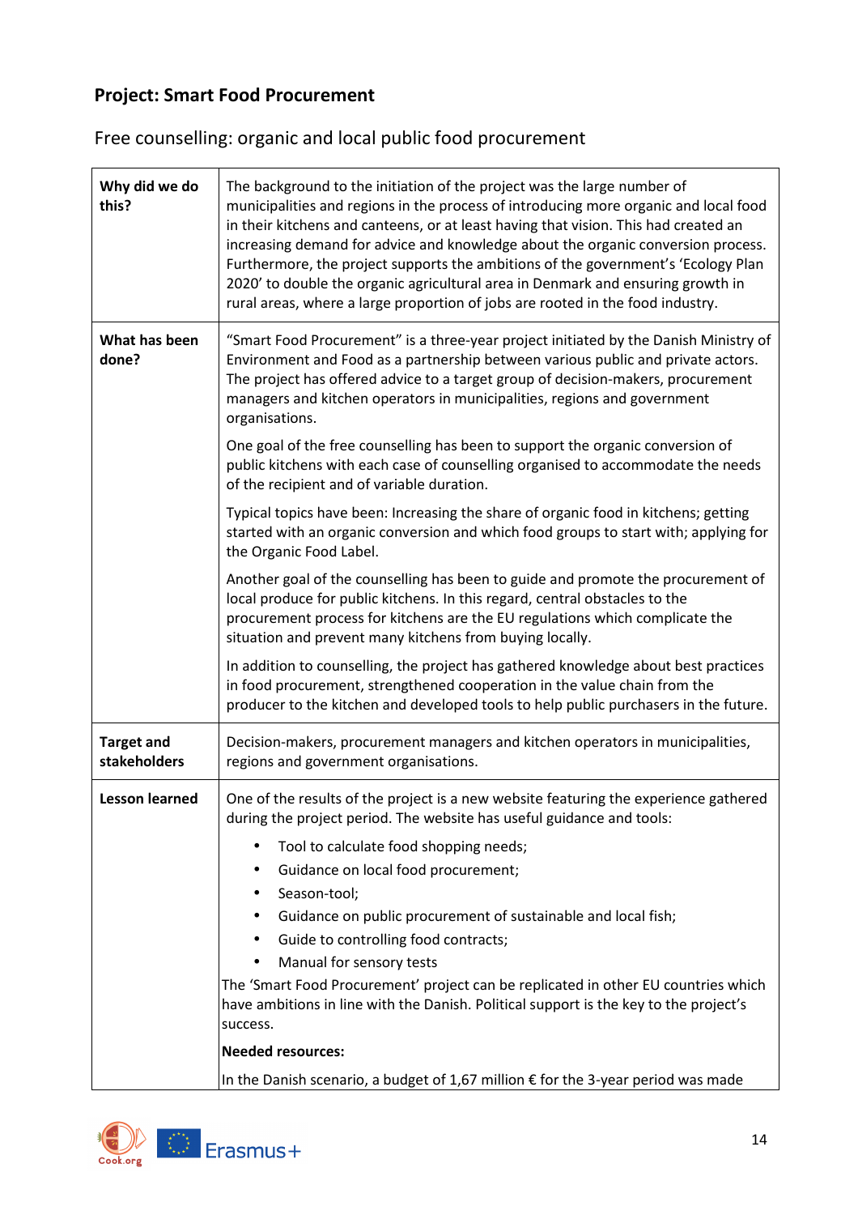## Project: Smart Food Procurement

### Free counselling: organic and local public food procurement

| | |
|---|---|
| **Why did we do this?** | The background to the initiation of the project was the large number of municipalities and regions in the process of introducing more organic and local food in their kitchens and canteens, or at least having that vision. This had created an increasing demand for advice and knowledge about the organic conversion process. Furthermore, the project supports the ambitions of the government's 'Ecology Plan 2020' to double the organic agricultural area in Denmark and ensuring growth in rural areas, where a large proportion of jobs are rooted in the food industry. |
| **What has been done?** | "Smart Food Procurement" is a three-year project initiated by the Danish Ministry of Environment and Food as a partnership between various public and private actors. The project has offered advice to a target group of decision-makers, procurement managers and kitchen operators in municipalities, regions and government organisations.<br><br>One goal of the free counselling has been to support the organic conversion of public kitchens with each case of counselling organised to accommodate the needs of the recipient and of variable duration.<br><br>Typical topics have been: Increasing the share of organic food in kitchens; getting started with an organic conversion and which food groups to start with; applying for the Organic Food Label.<br><br>Another goal of the counselling has been to guide and promote the procurement of local produce for public kitchens. In this regard, central obstacles to the procurement process for kitchens are the EU regulations which complicate the situation and prevent many kitchens from buying locally.<br><br>In addition to counselling, the project has gathered knowledge about best practices in food procurement, strengthened cooperation in the value chain from the producer to the kitchen and developed tools to help public purchasers in the future. |
| **Target and stakeholders** | Decision-makers, procurement managers and kitchen operators in municipalities, regions and government organisations. |
| **Lesson learned** | One of the results of the project is a new website featuring the experience gathered during the project period. The website has useful guidance and tools:<br>• Tool to calculate food shopping needs;<br>• Guidance on local food procurement;<br>• Season-tool;<br>• Guidance on public procurement of sustainable and local fish;<br>• Guide to controlling food contracts;<br>• Manual for sensory tests<br><br>The 'Smart Food Procurement' project can be replicated in other EU countries which have ambitions in line with the Danish. Political support is the key to the project's success.<br><br>**Needed resources:**<br><br>In the Danish scenario, a budget of 1,67 million € for the 3-year period was made |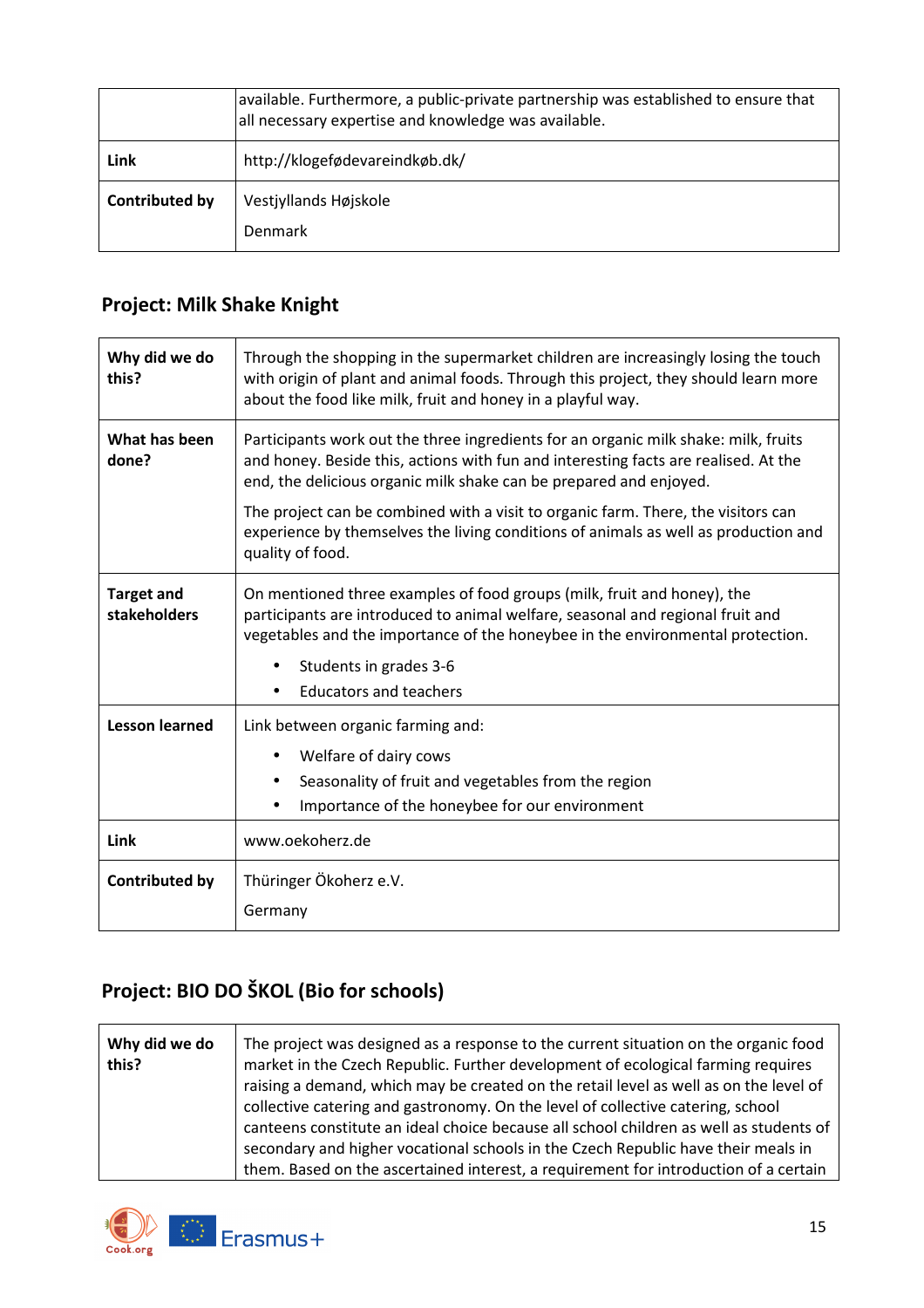| | |
|---|---|
| | available. Furthermore, a public-private partnership was established to ensure that all necessary expertise and knowledge was available. |
| **Link** | http://klogefødevareindkøb.dk/ |
| **Contributed by** | Vestjyllands Højskole<br>Denmark |

## Project: Milk Shake Knight

| | |
|---|---|
| **Why did we do this?** | Through the shopping in the supermarket children are increasingly losing the touch with origin of plant and animal foods. Through this project, they should learn more about the food like milk, fruit and honey in a playful way. |
| **What has been done?** | Participants work out the three ingredients for an organic milk shake: milk, fruits and honey. Beside this, actions with fun and interesting facts are realised. At the end, the delicious organic milk shake can be prepared and enjoyed.<br><br>The project can be combined with a visit to organic farm. There, the visitors can experience by themselves the living conditions of animals as well as production and quality of food. |
| **Target and stakeholders** | On mentioned three examples of food groups (milk, fruit and honey), the participants are introduced to animal welfare, seasonal and regional fruit and vegetables and the importance of the honeybee in the environmental protection.<br>• Students in grades 3-6<br>• Educators and teachers |
| **Lesson learned** | Link between organic farming and:<br>• Welfare of dairy cows<br>• Seasonality of fruit and vegetables from the region<br>• Importance of the honeybee for our environment |
| **Link** | www.oekoherz.de |
| **Contributed by** | Thüringer Ökoherz e.V.<br>Germany |

## Project: BIO DO ŠKOL (Bio for schools)

| | |
|---|---|
| **Why did we do this?** | The project was designed as a response to the current situation on the organic food market in the Czech Republic. Further development of ecological farming requires raising a demand, which may be created on the retail level as well as on the level of collective catering and gastronomy. On the level of collective catering, school canteens constitute an ideal choice because all school children as well as students of secondary and higher vocational schools in the Czech Republic have their meals in them. Based on the ascertained interest, a requirement for introduction of a certain |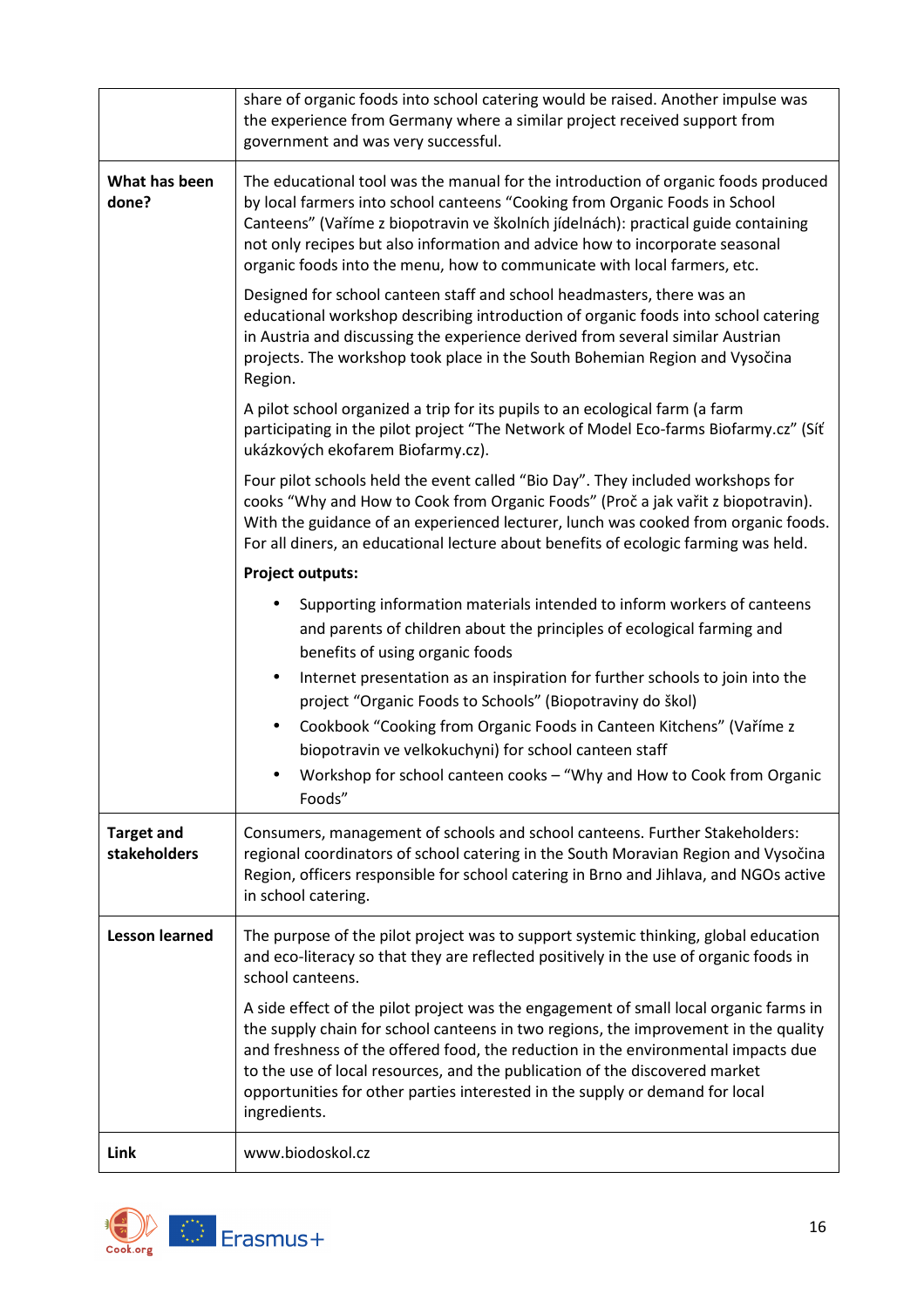| | |
|---|---|
| | share of organic foods into school catering would be raised. Another impulse was the experience from Germany where a similar project received support from government and was very successful. |
| **What has been done?** | The educational tool was the manual for the introduction of organic foods produced by local farmers into school canteens "Cooking from Organic Foods in School Canteens" (Vaříme z biopotravin ve školních jídelnách): practical guide containing not only recipes but also information and advice how to incorporate seasonal organic foods into the menu, how to communicate with local farmers, etc.<br><br>Designed for school canteen staff and school headmasters, there was an educational workshop describing introduction of organic foods into school catering in Austria and discussing the experience derived from several similar Austrian projects. The workshop took place in the South Bohemian Region and Vysočina Region.<br><br>A pilot school organized a trip for its pupils to an ecological farm (a farm participating in the pilot project "The Network of Model Eco-farms Biofarmy.cz" (Síť ukázkových ekofarem Biofarmy.cz).<br><br>Four pilot schools held the event called "Bio Day". They included workshops for cooks "Why and How to Cook from Organic Foods" (Proč a jak vařit z biopotravin). With the guidance of an experienced lecturer, lunch was cooked from organic foods. For all diners, an educational lecture about benefits of ecologic farming was held.<br><br>**Project outputs:**<br><br>• Supporting information materials intended to inform workers of canteens and parents of children about the principles of ecological farming and benefits of using organic foods<br>• Internet presentation as an inspiration for further schools to join into the project "Organic Foods to Schools" (Biopotraviny do škol)<br>• Cookbook "Cooking from Organic Foods in Canteen Kitchens" (Vaříme z biopotravin ve velkokuchyni) for school canteen staff<br>• Workshop for school canteen cooks – "Why and How to Cook from Organic Foods" |
| **Target and stakeholders** | Consumers, management of schools and school canteens. Further Stakeholders: regional coordinators of school catering in the South Moravian Region and Vysočina Region, officers responsible for school catering in Brno and Jihlava, and NGOs active in school catering. |
| **Lesson learned** | The purpose of the pilot project was to support systemic thinking, global education and eco-literacy so that they are reflected positively in the use of organic foods in school canteens.<br><br>A side effect of the pilot project was the engagement of small local organic farms in the supply chain for school canteens in two regions, the improvement in the quality and freshness of the offered food, the reduction in the environmental impacts due to the use of local resources, and the publication of the discovered market opportunities for other parties interested in the supply or demand for local ingredients. |
| **Link** | www.biodoskol.cz |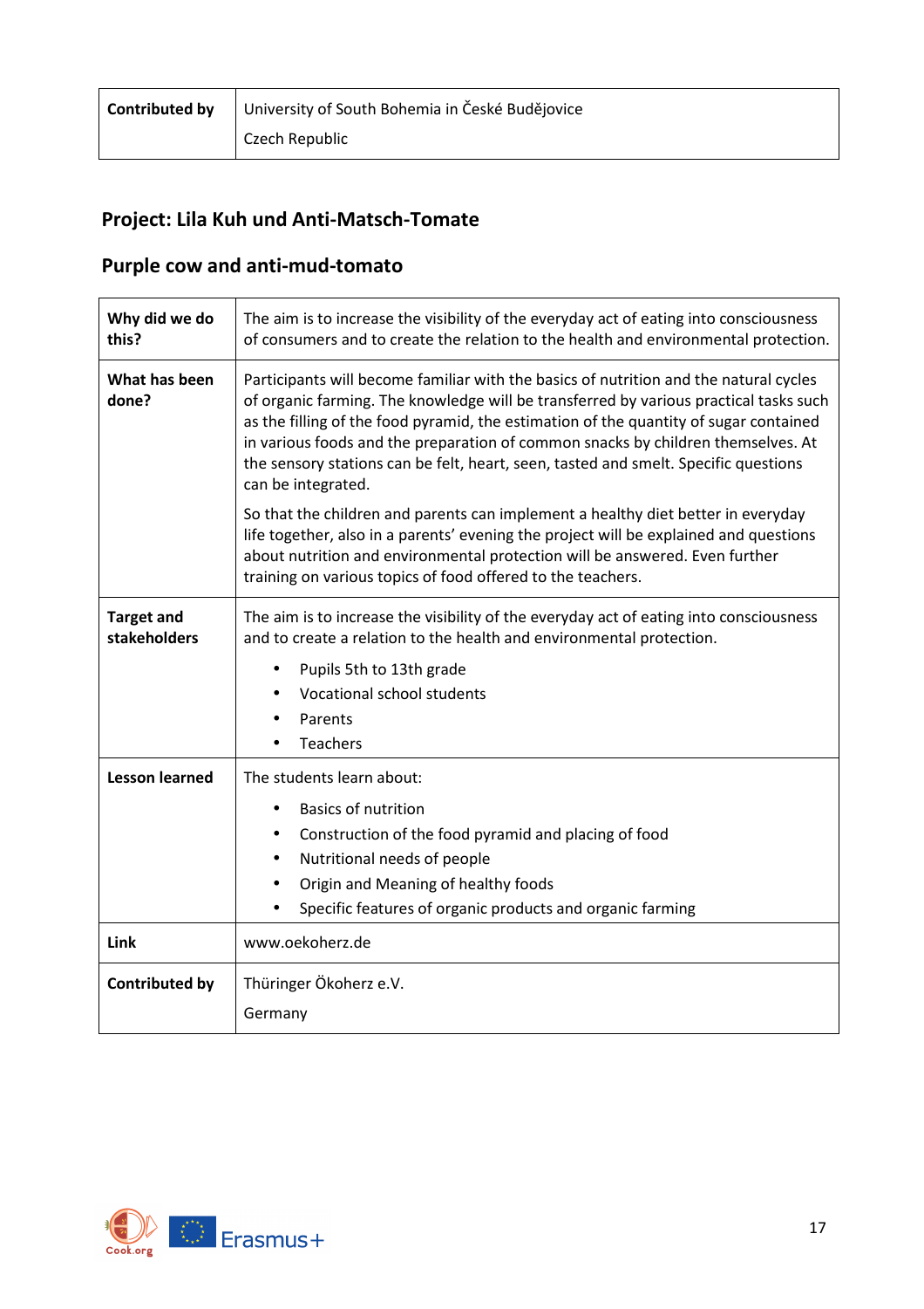| **Contributed by** | University of South Bohemia in České Budějovice<br>Czech Republic |
|---|---|

## Project: Lila Kuh und Anti-Matsch-Tomate

## Purple cow and anti-mud-tomato

| **Why did we do this?** | The aim is to increase the visibility of the everyday act of eating into consciousness of consumers and to create the relation to the health and environmental protection. |
|---|---|
| **What has been done?** | Participants will become familiar with the basics of nutrition and the natural cycles of organic farming. The knowledge will be transferred by various practical tasks such as the filling of the food pyramid, the estimation of the quantity of sugar contained in various foods and the preparation of common snacks by children themselves. At the sensory stations can be felt, heart, seen, tasted and smelt. Specific questions can be integrated.<br><br>So that the children and parents can implement a healthy diet better in everyday life together, also in a parents' evening the project will be explained and questions about nutrition and environmental protection will be answered. Even further training on various topics of food offered to the teachers. |
| **Target and stakeholders** | The aim is to increase the visibility of the everyday act of eating into consciousness and to create a relation to the health and environmental protection.<br>• Pupils 5th to 13th grade<br>• Vocational school students<br>• Parents<br>• Teachers |
| **Lesson learned** | The students learn about:<br>• Basics of nutrition<br>• Construction of the food pyramid and placing of food<br>• Nutritional needs of people<br>• Origin and Meaning of healthy foods<br>• Specific features of organic products and organic farming |
| **Link** | www.oekoherz.de |
| **Contributed by** | Thüringer Ökoherz e.V.<br>Germany |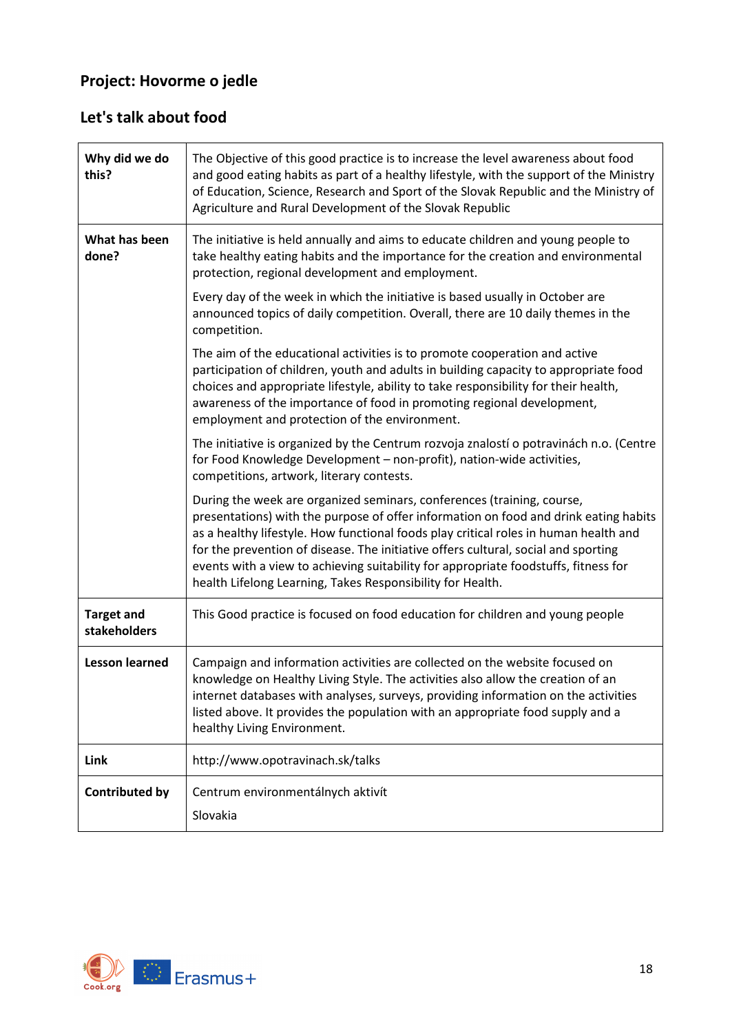## Project: Hovorme o jedle

## Let's talk about food

| | |
|---|---|
| **Why did we do this?** | The Objective of this good practice is to increase the level awareness about food and good eating habits as part of a healthy lifestyle, with the support of the Ministry of Education, Science, Research and Sport of the Slovak Republic and the Ministry of Agriculture and Rural Development of the Slovak Republic |
| **What has been done?** | The initiative is held annually and aims to educate children and young people to take healthy eating habits and the importance for the creation and environmental protection, regional development and employment.<br><br>Every day of the week in which the initiative is based usually in October are announced topics of daily competition. Overall, there are 10 daily themes in the competition.<br><br>The aim of the educational activities is to promote cooperation and active participation of children, youth and adults in building capacity to appropriate food choices and appropriate lifestyle, ability to take responsibility for their health, awareness of the importance of food in promoting regional development, employment and protection of the environment.<br><br>The initiative is organized by the Centrum rozvoja znalostí o potravinách n.o. (Centre for Food Knowledge Development – non-profit), nation-wide activities, competitions, artwork, literary contests.<br><br>During the week are organized seminars, conferences (training, course, presentations) with the purpose of offer information on food and drink eating habits as a healthy lifestyle. How functional foods play critical roles in human health and for the prevention of disease. The initiative offers cultural, social and sporting events with a view to achieving suitability for appropriate foodstuffs, fitness for health Lifelong Learning, Takes Responsibility for Health. |
| **Target and stakeholders** | This Good practice is focused on food education for children and young people |
| **Lesson learned** | Campaign and information activities are collected on the website focused on knowledge on Healthy Living Style. The activities also allow the creation of an internet databases with analyses, surveys, providing information on the activities listed above. It provides the population with an appropriate food supply and a healthy Living Environment. |
| **Link** | http://www.opotravinach.sk/talks |
| **Contributed by** | Centrum environmentálnych aktivít<br><br>Slovakia |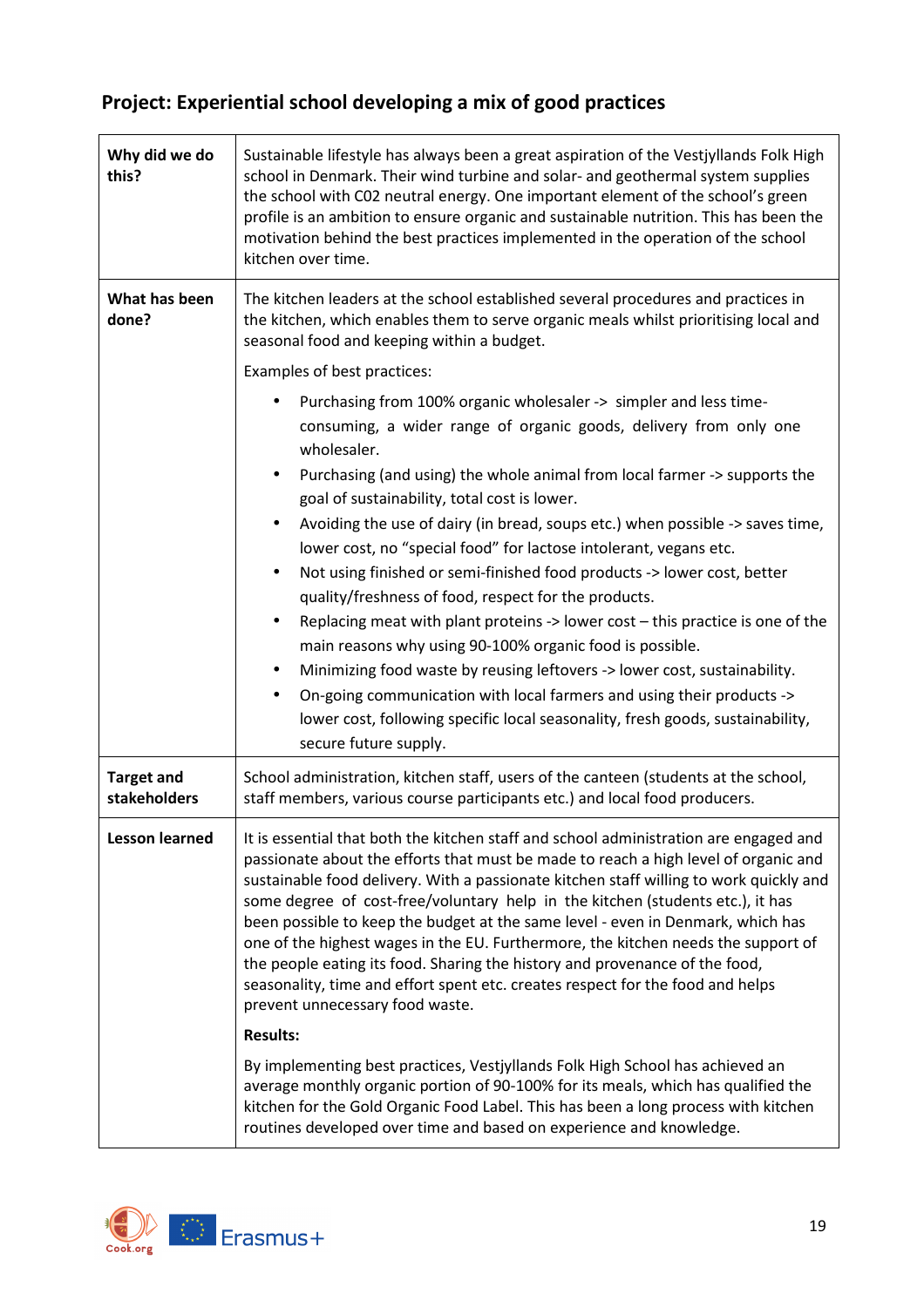## Project: Experiential school developing a mix of good practices

| | |
|---|---|
| **Why did we do this?** | Sustainable lifestyle has always been a great aspiration of the Vestjyllands Folk High school in Denmark. Their wind turbine and solar- and geothermal system supplies the school with C02 neutral energy. One important element of the school's green profile is an ambition to ensure organic and sustainable nutrition. This has been the motivation behind the best practices implemented in the operation of the school kitchen over time. |
| **What has been done?** | The kitchen leaders at the school established several procedures and practices in the kitchen, which enables them to serve organic meals whilst prioritising local and seasonal food and keeping within a budget.<br><br>Examples of best practices:<br>• Purchasing from 100% organic wholesaler -> simpler and less time-consuming, a wider range of organic goods, delivery from only one wholesaler.<br>• Purchasing (and using) the whole animal from local farmer -> supports the goal of sustainability, total cost is lower.<br>• Avoiding the use of dairy (in bread, soups etc.) when possible -> saves time, lower cost, no "special food" for lactose intolerant, vegans etc.<br>• Not using finished or semi-finished food products -> lower cost, better quality/freshness of food, respect for the products.<br>• Replacing meat with plant proteins -> lower cost – this practice is one of the main reasons why using 90-100% organic food is possible.<br>• Minimizing food waste by reusing leftovers -> lower cost, sustainability.<br>• On-going communication with local farmers and using their products -> lower cost, following specific local seasonality, fresh goods, sustainability, secure future supply. |
| **Target and stakeholders** | School administration, kitchen staff, users of the canteen (students at the school, staff members, various course participants etc.) and local food producers. |
| **Lesson learned** | It is essential that both the kitchen staff and school administration are engaged and passionate about the efforts that must be made to reach a high level of organic and sustainable food delivery. With a passionate kitchen staff willing to work quickly and some degree of cost-free/voluntary help in the kitchen (students etc.), it has been possible to keep the budget at the same level - even in Denmark, which has one of the highest wages in the EU. Furthermore, the kitchen needs the support of the people eating its food. Sharing the history and provenance of the food, seasonality, time and effort spent etc. creates respect for the food and helps prevent unnecessary food waste.<br><br>**Results:**<br><br>By implementing best practices, Vestjyllands Folk High School has achieved an average monthly organic portion of 90-100% for its meals, which has qualified the kitchen for the Gold Organic Food Label. This has been a long process with kitchen routines developed over time and based on experience and knowledge. |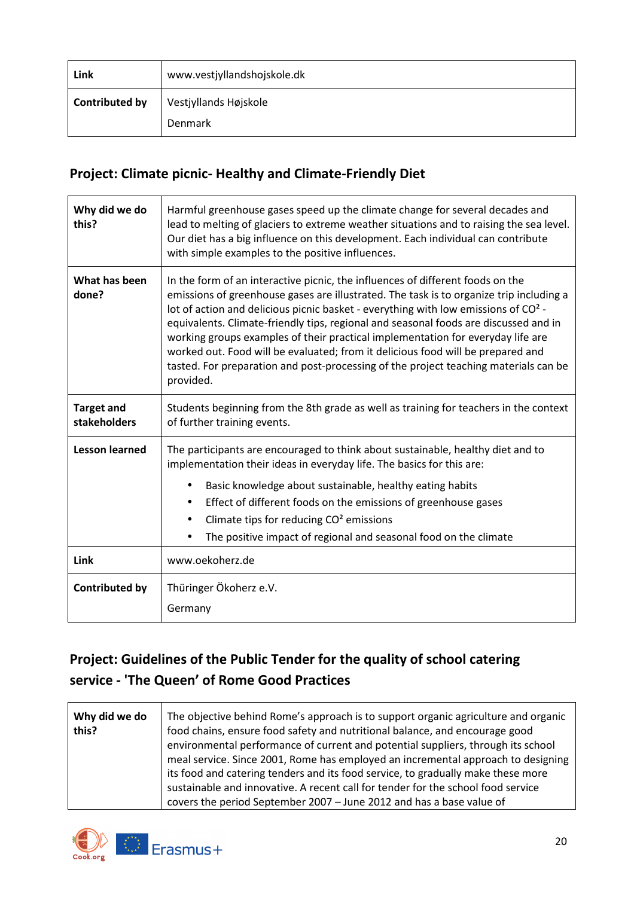| Link | www.vestjyllandshojskole.dk |
|---|---|
| Contributed by | Vestjyllands Højskole<br>Denmark |

## Project: Climate picnic- Healthy and Climate-Friendly Diet

| Why did we do this? | Harmful greenhouse gases speed up the climate change for several decades and lead to melting of glaciers to extreme weather situations and to raising the sea level. Our diet has a big influence on this development. Each individual can contribute with simple examples to the positive influences. |
|---|---|
| What has been done? | In the form of an interactive picnic, the influences of different foods on the emissions of greenhouse gases are illustrated. The task is to organize trip including a lot of action and delicious picnic basket - everything with low emissions of $CO^2$ - equivalents. Climate-friendly tips, regional and seasonal foods are discussed and in working groups examples of their practical implementation for everyday life are worked out. Food will be evaluated; from it delicious food will be prepared and tasted. For preparation and post-processing of the project teaching materials can be provided. |
| Target and stakeholders | Students beginning from the 8th grade as well as training for teachers in the context of further training events. |
| Lesson learned | The participants are encouraged to think about sustainable, healthy diet and to implementation their ideas in everyday life. The basics for this are:<br>• Basic knowledge about sustainable, healthy eating habits<br>• Effect of different foods on the emissions of greenhouse gases<br>• Climate tips for reducing $CO^2$ emissions<br>• The positive impact of regional and seasonal food on the climate |
| Link | www.oekoherz.de |
| Contributed by | Thüringer Ökoherz e.V.<br>Germany |

## Project: Guidelines of the Public Tender for the quality of school catering service - 'The Queen' of Rome Good Practices

| Why did we do this? | The objective behind Rome's approach is to support organic agriculture and organic food chains, ensure food safety and nutritional balance, and encourage good environmental performance of current and potential suppliers, through its school meal service. Since 2001, Rome has employed an incremental approach to designing its food and catering tenders and its food service, to gradually make these more sustainable and innovative. A recent call for tender for the school food service covers the period September 2007 – June 2012 and has a base value of |
|---|---|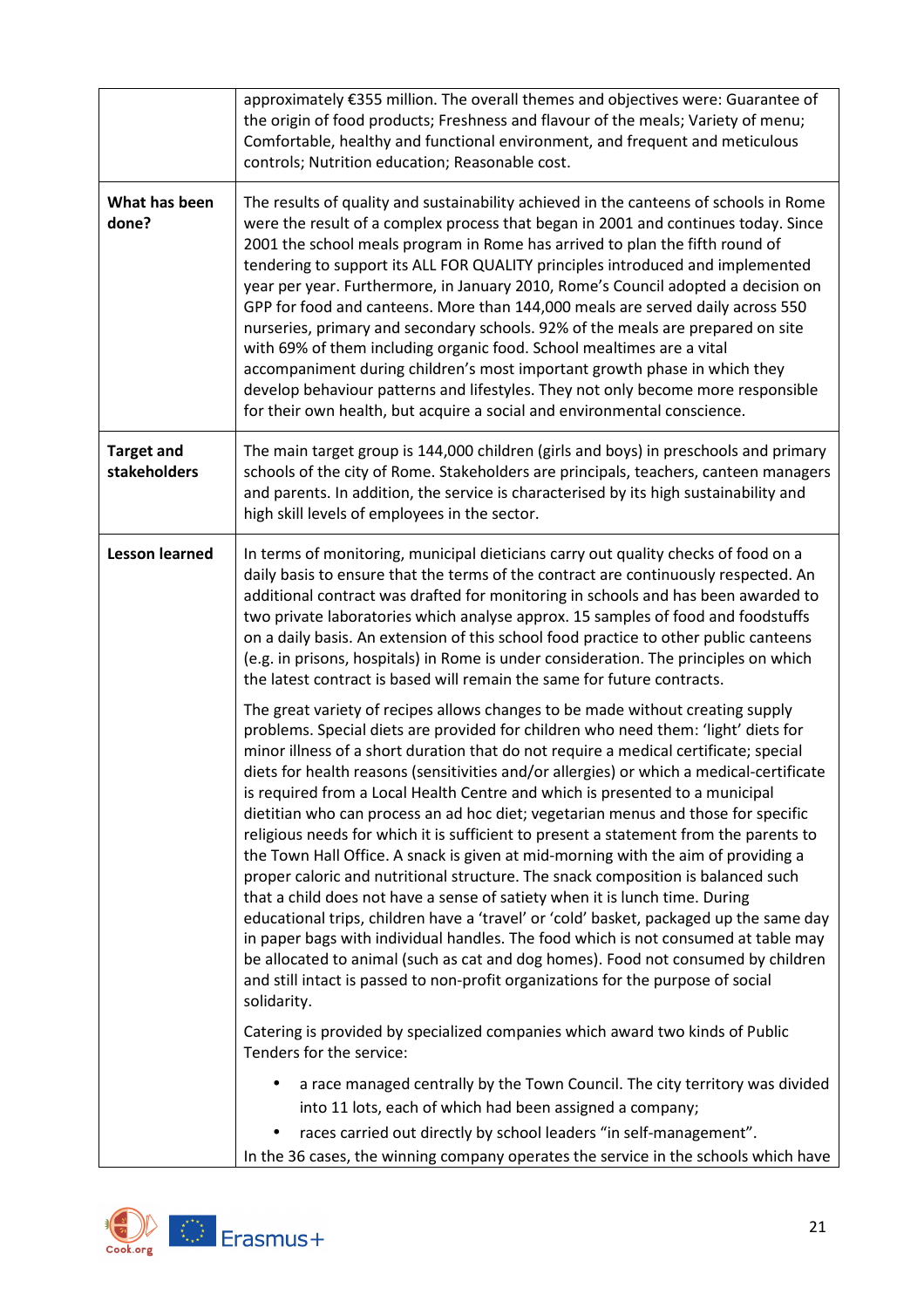| | |
|---|---|
| | approximately €355 million. The overall themes and objectives were: Guarantee of the origin of food products; Freshness and flavour of the meals; Variety of menu; Comfortable, healthy and functional environment, and frequent and meticulous controls; Nutrition education; Reasonable cost. |
| **What has been done?** | The results of quality and sustainability achieved in the canteens of schools in Rome were the result of a complex process that began in 2001 and continues today. Since 2001 the school meals program in Rome has arrived to plan the fifth round of tendering to support its ALL FOR QUALITY principles introduced and implemented year per year. Furthermore, in January 2010, Rome's Council adopted a decision on GPP for food and canteens. More than 144,000 meals are served daily across 550 nurseries, primary and secondary schools. 92% of the meals are prepared on site with 69% of them including organic food. School mealtimes are a vital accompaniment during children's most important growth phase in which they develop behaviour patterns and lifestyles. They not only become more responsible for their own health, but acquire a social and environmental conscience. |
| **Target and stakeholders** | The main target group is 144,000 children (girls and boys) in preschools and primary schools of the city of Rome. Stakeholders are principals, teachers, canteen managers and parents. In addition, the service is characterised by its high sustainability and high skill levels of employees in the sector. |
| **Lesson learned** | In terms of monitoring, municipal dieticians carry out quality checks of food on a daily basis to ensure that the terms of the contract are continuously respected. An additional contract was drafted for monitoring in schools and has been awarded to two private laboratories which analyse approx. 15 samples of food and foodstuffs on a daily basis. An extension of this school food practice to other public canteens (e.g. in prisons, hospitals) in Rome is under consideration. The principles on which the latest contract is based will remain the same for future contracts.<br><br>The great variety of recipes allows changes to be made without creating supply problems. Special diets are provided for children who need them: 'light' diets for minor illness of a short duration that do not require a medical certificate; special diets for health reasons (sensitivities and/or allergies) or which a medical-certificate is required from a Local Health Centre and which is presented to a municipal dietitian who can process an ad hoc diet; vegetarian menus and those for specific religious needs for which it is sufficient to present a statement from the parents to the Town Hall Office. A snack is given at mid-morning with the aim of providing a proper caloric and nutritional structure. The snack composition is balanced such that a child does not have a sense of satiety when it is lunch time. During educational trips, children have a 'travel' or 'cold' basket, packaged up the same day in paper bags with individual handles. The food which is not consumed at table may be allocated to animal (such as cat and dog homes). Food not consumed by children and still intact is passed to non-profit organizations for the purpose of social solidarity.<br><br>Catering is provided by specialized companies which award two kinds of Public Tenders for the service:<br><br>• a race managed centrally by the Town Council. The city territory was divided into 11 lots, each of which had been assigned a company;<br>• races carried out directly by school leaders "in self-management".<br><br>In the 36 cases, the winning company operates the service in the schools which have |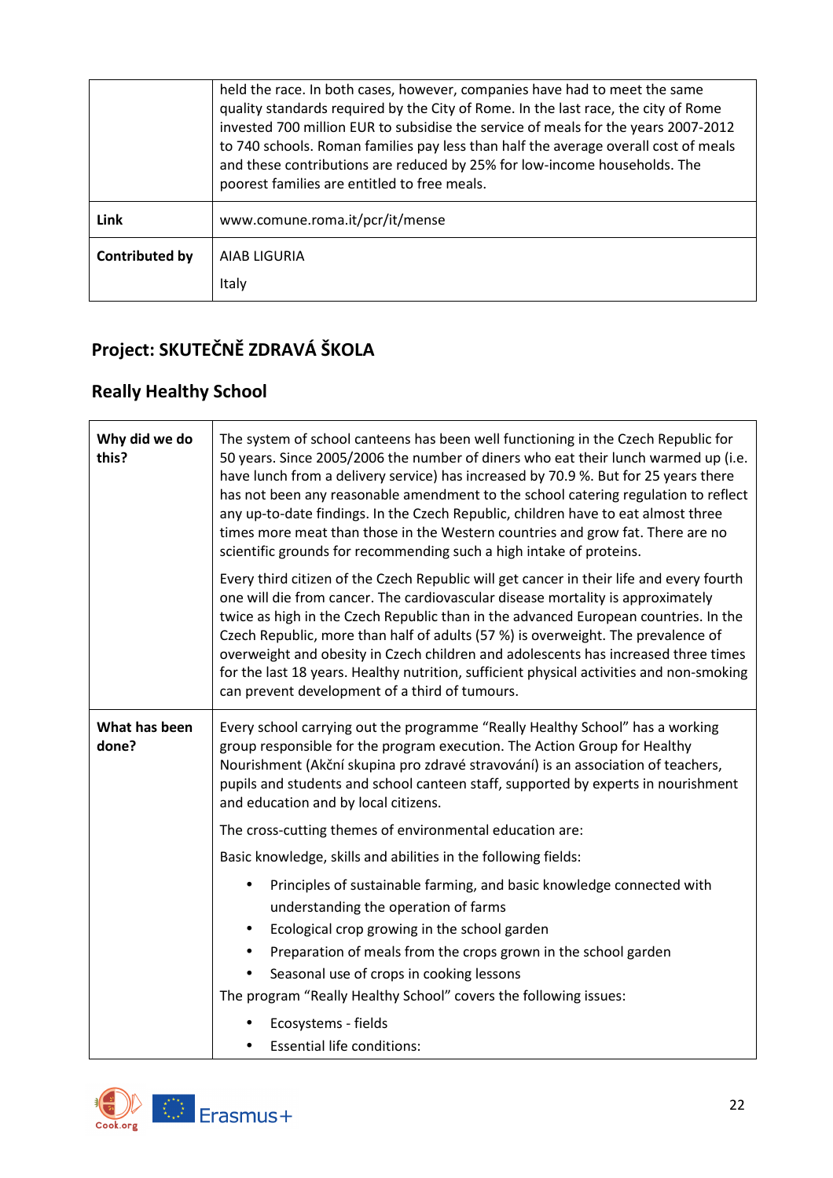| | held the race. In both cases, however, companies have had to meet the same quality standards required by the City of Rome. In the last race, the city of Rome invested 700 million EUR to subsidise the service of meals for the years 2007-2012 to 740 schools. Roman families pay less than half the average overall cost of meals and these contributions are reduced by 25% for low-income households. The poorest families are entitled to free meals. |
|---|---|
| **Link** | www.comune.roma.it/pcr/it/mense |
| **Contributed by** | AIAB LIGURIA<br><br>Italy |

## Project: SKUTEČNĚ ZDRAVÁ ŠKOLA

## Really Healthy School

| | |
|---|---|
| **Why did we do this?** | The system of school canteens has been well functioning in the Czech Republic for 50 years. Since 2005/2006 the number of diners who eat their lunch warmed up (i.e. have lunch from a delivery service) has increased by 70.9 %. But for 25 years there has not been any reasonable amendment to the school catering regulation to reflect any up-to-date findings. In the Czech Republic, children have to eat almost three times more meat than those in the Western countries and grow fat. There are no scientific grounds for recommending such a high intake of proteins.<br><br>Every third citizen of the Czech Republic will get cancer in their life and every fourth one will die from cancer. The cardiovascular disease mortality is approximately twice as high in the Czech Republic than in the advanced European countries. In the Czech Republic, more than half of adults (57 %) is overweight. The prevalence of overweight and obesity in Czech children and adolescents has increased three times for the last 18 years. Healthy nutrition, sufficient physical activities and non-smoking can prevent development of a third of tumours. |
| **What has been done?** | Every school carrying out the programme “Really Healthy School” has a working group responsible for the program execution. The Action Group for Healthy Nourishment (Akční skupina pro zdravé stravování) is an association of teachers, pupils and students and school canteen staff, supported by experts in nourishment and education and by local citizens.<br><br>The cross-cutting themes of environmental education are:<br><br>Basic knowledge, skills and abilities in the following fields:<br><br>• Principles of sustainable farming, and basic knowledge connected with understanding the operation of farms<br>• Ecological crop growing in the school garden<br>• Preparation of meals from the crops grown in the school garden<br>• Seasonal use of crops in cooking lessons<br><br>The program “Really Healthy School” covers the following issues:<br><br>• Ecosystems - fields<br>• Essential life conditions: |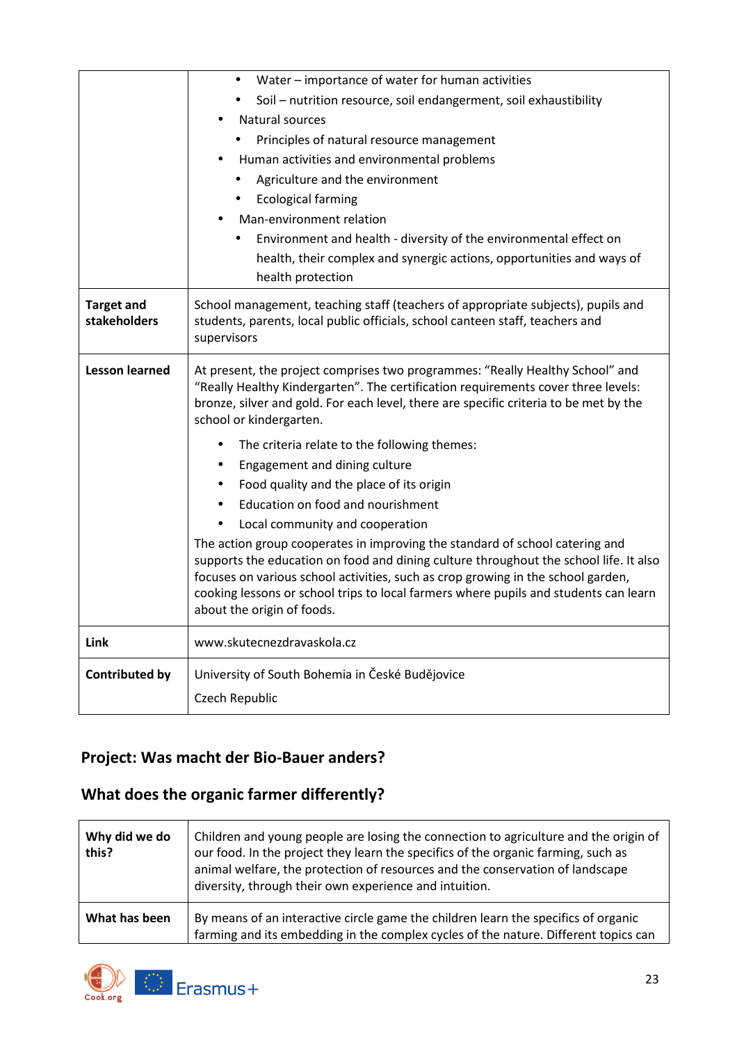| | |
|---|---|
| | • Water – importance of water for human activities<br>• Soil – nutrition resource, soil endangerment, soil exhaustibility<br>• Natural sources<br>• Principles of natural resource management<br>• Human activities and environmental problems<br>• Agriculture and the environment<br>• Ecological farming<br>• Man-environment relation<br>• Environment and health - diversity of the environmental effect on health, their complex and synergic actions, opportunities and ways of health protection |
| **Target and stakeholders** | School management, teaching staff (teachers of appropriate subjects), pupils and students, parents, local public officials, school canteen staff, teachers and supervisors |
| **Lesson learned** | At present, the project comprises two programmes: "Really Healthy School" and "Really Healthy Kindergarten". The certification requirements cover three levels: bronze, silver and gold. For each level, there are specific criteria to be met by the school or kindergarten.<br>• The criteria relate to the following themes:<br>• Engagement and dining culture<br>• Food quality and the place of its origin<br>• Education on food and nourishment<br>• Local community and cooperation<br>The action group cooperates in improving the standard of school catering and supports the education on food and dining culture throughout the school life. It also focuses on various school activities, such as crop growing in the school garden, cooking lessons or school trips to local farmers where pupils and students can learn about the origin of foods. |
| **Link** | www.skutecnezdravaskola.cz |
| **Contributed by** | University of South Bohemia in České Budějovice<br>Czech Republic |

## Project: Was macht der Bio-Bauer anders?

## What does the organic farmer differently?

| | |
|---|---|
| **Why did we do this?** | Children and young people are losing the connection to agriculture and the origin of our food. In the project they learn the specifics of the organic farming, such as animal welfare, the protection of resources and the conservation of landscape diversity, through their own experience and intuition. |
| **What has been** | By means of an interactive circle game the children learn the specifics of organic farming and its embedding in the complex cycles of the nature. Different topics can |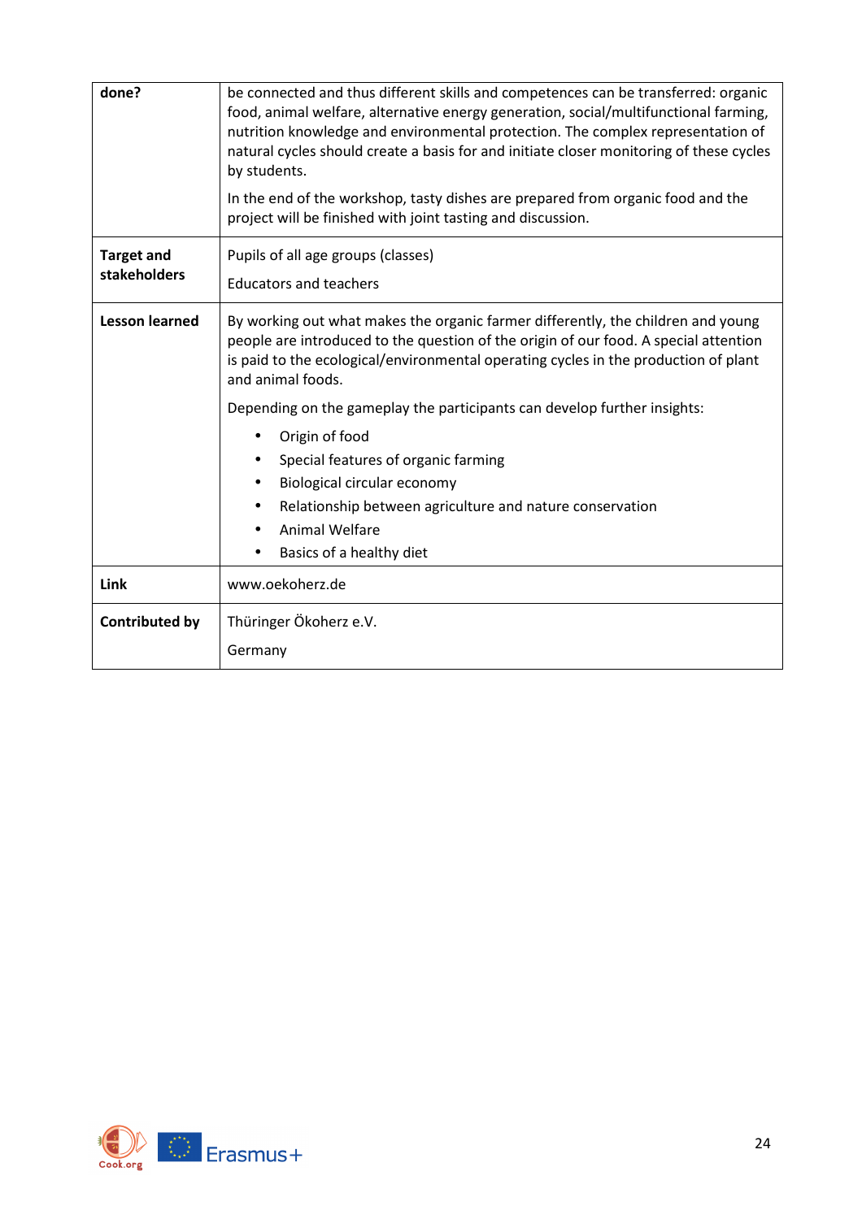| done? | be connected and thus different skills and competences can be transferred: organic food, animal welfare, alternative energy generation, social/multifunctional farming, nutrition knowledge and environmental protection. The complex representation of natural cycles should create a basis for and initiate closer monitoring of these cycles by students.<br><br>In the end of the workshop, tasty dishes are prepared from organic food and the project will be finished with joint tasting and discussion. |
|---|---|
| **Target and stakeholders** | Pupils of all age groups (classes)<br><br>Educators and teachers |
| **Lesson learned** | By working out what makes the organic farmer differently, the children and young people are introduced to the question of the origin of our food. A special attention is paid to the ecological/environmental operating cycles in the production of plant and animal foods.<br><br>Depending on the gameplay the participants can develop further insights:<br>• Origin of food<br>• Special features of organic farming<br>• Biological circular economy<br>• Relationship between agriculture and nature conservation<br>• Animal Welfare<br>• Basics of a healthy diet |
| **Link** | www.oekoherz.de |
| **Contributed by** | Thüringer Ökoherz e.V.<br><br>Germany |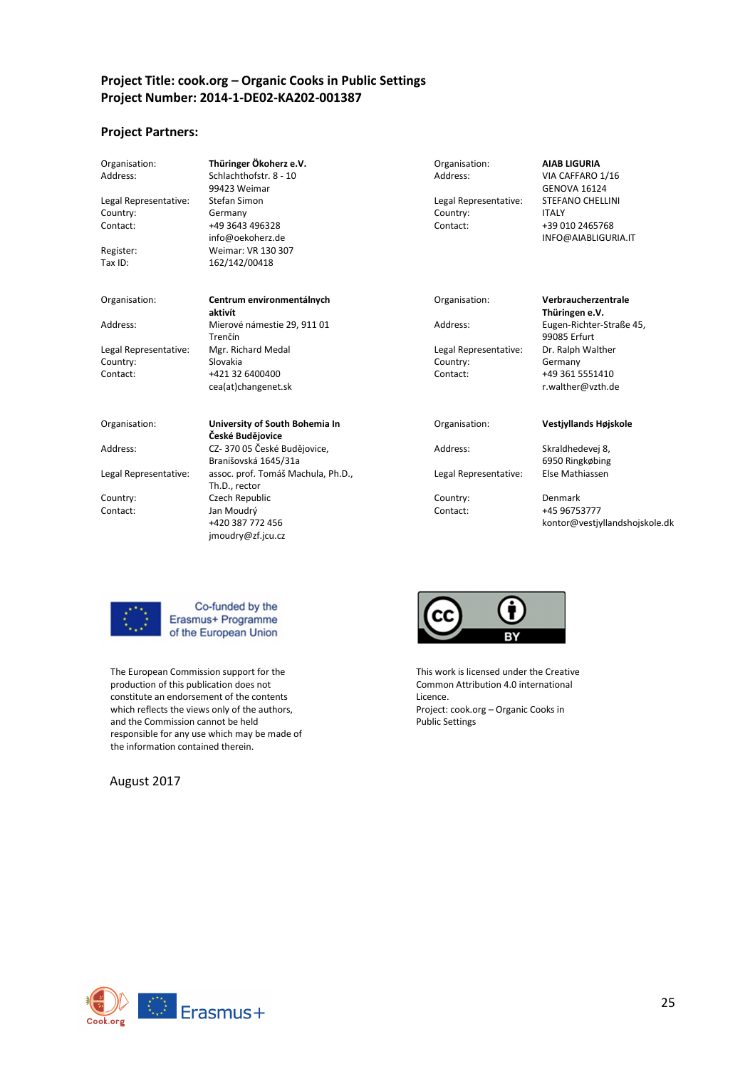**Project Title: cook.org – Organic Cooks in Public Settings**
**Project Number: 2014-1-DE02-KA202-001387**

**Project Partners:**

| | |
|---|---|
| Organisation: | **Thüringer Ökoherz e.V.** |
| Address: | Schlachthofstr. 8 - 10<br>99423 Weimar |
| Legal Representative: | Stefan Simon |
| Country: | Germany |
| Contact: | +49 3643 496328<br>info@oekoherz.de |
| Register: | Weimar: VR 130 307 |
| Tax ID: | 162/142/00418 |

| | |
|---|---|
| Organisation: | **AIAB LIGURIA** |
| Address: | VIA CAFFARO 1/16<br>GENOVA 16124 |
| Legal Representative: | STEFANO CHELLINI |
| Country: | ITALY |
| Contact: | +39 010 2465768<br>INFO@AIABLIGURIA.IT |

| | |
|---|---|
| Organisation: | **Centrum environmentálnych aktivít** |
| Address: | Mierové námestie 29, 911 01 Trenčín |
| Legal Representative: | Mgr. Richard Medal |
| Country: | Slovakia |
| Contact: | +421 32 6400400<br>cea(at)changenet.sk |

| | |
|---|---|
| Organisation: | **Verbraucherzentrale Thüringen e.V.** |
| Address: | Eugen-Richter-Straße 45,<br>99085 Erfurt |
| Legal Representative: | Dr. Ralph Walther |
| Country: | Germany |
| Contact: | +49 361 5551410<br>r.walther@vzth.de |

| | |
|---|---|
| Organisation: | **University of South Bohemia In České Budějovice** |
| Address: | CZ- 370 05 České Budějovice,<br>Branišovská 1645/31a |
| Legal Representative: | assoc. prof. Tomáš Machula, Ph.D., Th.D., rector |
| Country: | Czech Republic |
| Contact: | Jan Moudrý<br>+420 387 772 456<br>jmoudry@zf.jcu.cz |

| | |
|---|---|
| Organisation: | **Vestjyllands Højskole** |
| Address: | Skraldhedevej 8,<br>6950 Ringkøbing |
| Legal Representative: | Else Mathiassen |
| Country: | Denmark |
| Contact: | +45 96753777<br>kontor@vestjyllandshojskole.dk |

Co-funded by the Erasmus+ Programme of the European Union

The European Commission support for the production of this publication does not constitute an endorsement of the contents which reflects the views only of the authors, and the Commission cannot be held responsible for any use which may be made of the information contained therein.

This work is licensed under the Creative Common Attribution 4.0 international Licence.
Project: cook.org – Organic Cooks in Public Settings

August 2017